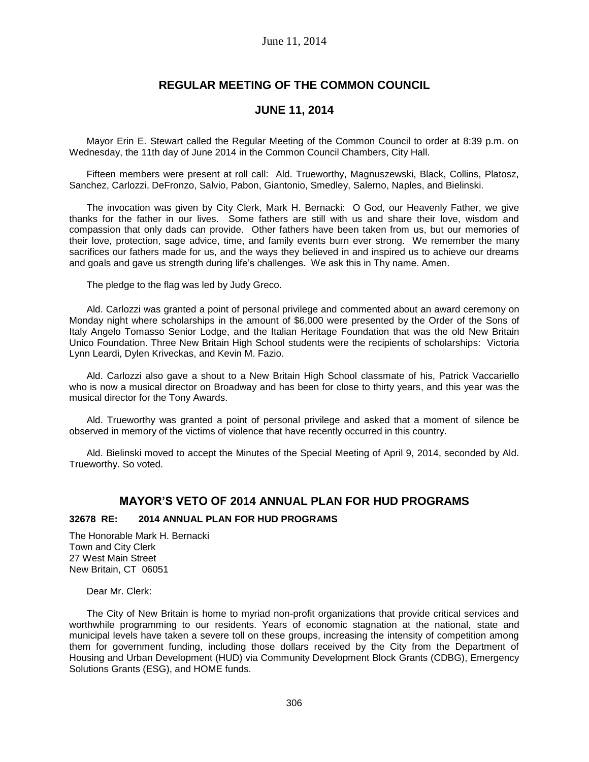# REGULAR MEETING OF THE COMMON COUNCIL

## JUNE 11, 2014

Mayor Erin E. Stewart called the Regular Meeting of the Common Council to order at 8:39 p.m. on Wednesday, the 11th day of June 2014 in the Common Council Chambers, City Hall.

Fifteen members were present at roll call: Ald. Trueworthy, Magnuszewski, Black, Collins, Platosz, Sanchez, Carlozzi, DeFronzo, Salvio, Pabon, Giantonio, Smedley, Salerno, Naples, and Bielinski.

The invocation was given by City Clerk, Mark H. Bernacki: O God, our Heavenly Father, we give thanks for the father in our lives. Some fathers are still with us and share their love, wisdom and compassion that only dads can provide. Other fathers have been taken from us, but our memories of their love, protection, sage advice, time, and family events burn ever strong. We remember the many sacrifices our fathers made for us, and the ways they believed in and inspired us to achieve our dreams and goals and gave us strength during life's challenges. We ask this in Thy name. Amen.

The pledge to the flag was led by Judy Greco.

Ald. Carlozzi was granted a point of personal privilege and commented about an award ceremony on Monday night where scholarships in the amount of $6,000 were presented by the Order of the Sons of Italy Angelo Tomasso Senior Lodge, and the Italian Heritage Foundation that was the old New Britain Unico Foundation. Three New Britain High School students were the recipients of scholarships: Victoria Lynn Leardi, Dylen Kriveckas, and Kevin M. Fazio.

Ald. Carlozzi also gave a shout to a New Britain High School classmate of his, Patrick Vaccariello who is now a musical director on Broadway and has been for close to thirty years, and this year was the musical director for the Tony Awards.

Ald. Trueworthy was granted a point of personal privilege and asked that a moment of silence be observed in memory of the victims of violence that have recently occurred in this country.

Ald. Bielinski moved to accept the Minutes of the Special Meeting of April 9, 2014, seconded by Ald. Trueworthy. So voted.

## MAYOR'S VETO OF 2014 ANNUAL PLAN FOR HUD PROGRAMS

### 32678 RE: 2014 ANNUAL PLAN FOR HUD PROGRAMS

The Honorable Mark H. Bernacki
Town and City Clerk
27 West Main Street
New Britain, CT 06051

Dear Mr. Clerk:

The City of New Britain is home to myriad non-profit organizations that provide critical services and worthwhile programming to our residents. Years of economic stagnation at the national, state and municipal levels have taken a severe toll on these groups, increasing the intensity of competition among them for government funding, including those dollars received by the City from the Department of Housing and Urban Development (HUD) via Community Development Block Grants (CDBG), Emergency Solutions Grants (ESG), and HOME funds.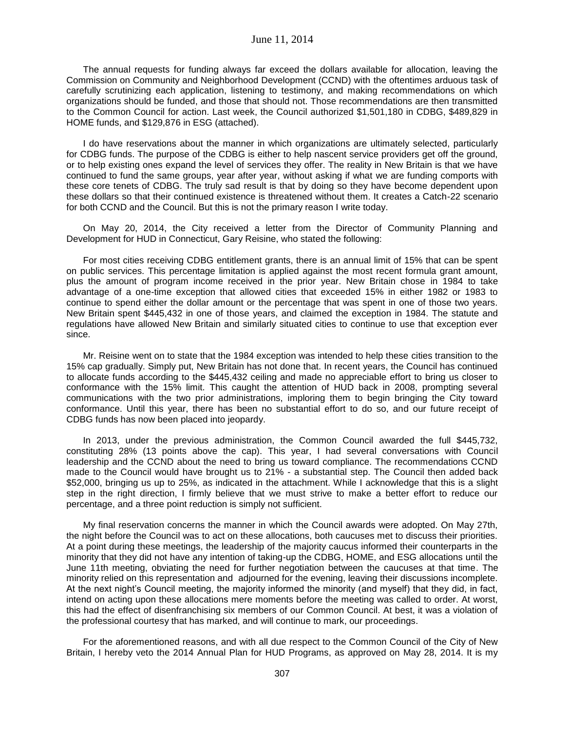The annual requests for funding always far exceed the dollars available for allocation, leaving the Commission on Community and Neighborhood Development (CCND) with the oftentimes arduous task of carefully scrutinizing each application, listening to testimony, and making recommendations on which organizations should be funded, and those that should not. Those recommendations are then transmitted to the Common Council for action. Last week, the Council authorized $1,501,180 in CDBG, $489,829 in HOME funds, and $129,876 in ESG (attached).

I do have reservations about the manner in which organizations are ultimately selected, particularly for CDBG funds. The purpose of the CDBG is either to help nascent service providers get off the ground, or to help existing ones expand the level of services they offer. The reality in New Britain is that we have continued to fund the same groups, year after year, without asking if what we are funding comports with these core tenets of CDBG. The truly sad result is that by doing so they have become dependent upon these dollars so that their continued existence is threatened without them. It creates a Catch-22 scenario for both CCND and the Council. But this is not the primary reason I write today.

On May 20, 2014, the City received a letter from the Director of Community Planning and Development for HUD in Connecticut, Gary Reisine, who stated the following:

For most cities receiving CDBG entitlement grants, there is an annual limit of 15% that can be spent on public services. This percentage limitation is applied against the most recent formula grant amount, plus the amount of program income received in the prior year. New Britain chose in 1984 to take advantage of a one-time exception that allowed cities that exceeded 15% in either 1982 or 1983 to continue to spend either the dollar amount or the percentage that was spent in one of those two years. New Britain spent $445,432 in one of those years, and claimed the exception in 1984. The statute and regulations have allowed New Britain and similarly situated cities to continue to use that exception ever since.

Mr. Reisine went on to state that the 1984 exception was intended to help these cities transition to the 15% cap gradually. Simply put, New Britain has not done that. In recent years, the Council has continued to allocate funds according to the $445,432 ceiling and made no appreciable effort to bring us closer to conformance with the 15% limit. This caught the attention of HUD back in 2008, prompting several communications with the two prior administrations, imploring them to begin bringing the City toward conformance. Until this year, there has been no substantial effort to do so, and our future receipt of CDBG funds has now been placed into jeopardy.

In 2013, under the previous administration, the Common Council awarded the full $445,732, constituting 28% (13 points above the cap). This year, I had several conversations with Council leadership and the CCND about the need to bring us toward compliance. The recommendations CCND made to the Council would have brought us to 21% - a substantial step. The Council then added back $52,000, bringing us up to 25%, as indicated in the attachment. While I acknowledge that this is a slight step in the right direction, I firmly believe that we must strive to make a better effort to reduce our percentage, and a three point reduction is simply not sufficient.

My final reservation concerns the manner in which the Council awards were adopted. On May 27th, the night before the Council was to act on these allocations, both caucuses met to discuss their priorities. At a point during these meetings, the leadership of the majority caucus informed their counterparts in the minority that they did not have any intention of taking-up the CDBG, HOME, and ESG allocations until the June 11th meeting, obviating the need for further negotiation between the caucuses at that time. The minority relied on this representation and adjourned for the evening, leaving their discussions incomplete. At the next night's Council meeting, the majority informed the minority (and myself) that they did, in fact, intend on acting upon these allocations mere moments before the meeting was called to order. At worst, this had the effect of disenfranchising six members of our Common Council. At best, it was a violation of the professional courtesy that has marked, and will continue to mark, our proceedings.

For the aforementioned reasons, and with all due respect to the Common Council of the City of New Britain, I hereby veto the 2014 Annual Plan for HUD Programs, as approved on May 28, 2014. It is my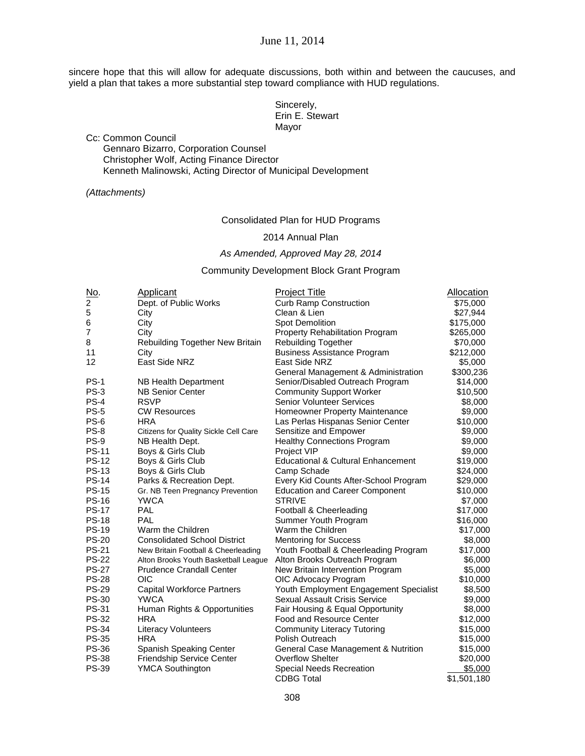sincere hope that this will allow for adequate discussions, both within and between the caucuses, and yield a plan that takes a more substantial step toward compliance with HUD regulations.

Sincerely,
Erin E. Stewart
Mayor

Cc: Common Council
Gennaro Bizarro, Corporation Counsel
Christopher Wolf, Acting Finance Director
Kenneth Malinowski, Acting Director of Municipal Development

*(Attachments)*

Consolidated Plan for HUD Programs

2014 Annual Plan

*As Amended, Approved May 28, 2014*

Community Development Block Grant Program

| No. | Applicant | Project Title | Allocation |
|---|---|---|---|
| 2 | Dept. of Public Works | Curb Ramp Construction | $75,000 |
| 5 | City | Clean & Lien | $27,944 |
| 6 | City | Spot Demolition | $175,000 |
| 7 | City | Property Rehabilitation Program | $265,000 |
| 8 | Rebuilding Together New Britain | Rebuilding Together | $70,000 |
| 11 | City | Business Assistance Program | $212,000 |
| 12 | East Side NRZ | East Side NRZ | $5,000 |
| | | General Management & Administration | $300,236 |
| PS-1 | NB Health Department | Senior/Disabled Outreach Program | $14,000 |
| PS-3 | NB Senior Center | Community Support Worker | $10,500 |
| PS-4 | RSVP | Senior Volunteer Services | $8,000 |
| PS-5 | CW Resources | Homeowner Property Maintenance | $9,000 |
| PS-6 | HRA | Las Perlas Hispanas Senior Center | $10,000 |
| PS-8 | Citizens for Quality Sickle Cell Care | Sensitize and Empower | $9,000 |
| PS-9 | NB Health Dept. | Healthy Connections Program | $9,000 |
| PS-11 | Boys & Girls Club | Project VIP | $9,000 |
| PS-12 | Boys & Girls Club | Educational & Cultural Enhancement | $19,000 |
| PS-13 | Boys & Girls Club | Camp Schade | $24,000 |
| PS-14 | Parks & Recreation Dept. | Every Kid Counts After-School Program | $29,000 |
| PS-15 | Gr. NB Teen Pregnancy Prevention | Education and Career Component | $10,000 |
| PS-16 | YWCA | STRIVE | $7,000 |
| PS-17 | PAL | Football & Cheerleading | $17,000 |
| PS-18 | PAL | Summer Youth Program | $16,000 |
| PS-19 | Warm the Children | Warm the Children | $17,000 |
| PS-20 | Consolidated School District | Mentoring for Success | $8,000 |
| PS-21 | New Britain Football & Cheerleading | Youth Football & Cheerleading Program | $17,000 |
| PS-22 | Alton Brooks Youth Basketball League | Alton Brooks Outreach Program | $6,000 |
| PS-27 | Prudence Crandall Center | New Britain Intervention Program | $5,000 |
| PS-28 | OIC | OIC Advocacy Program | $10,000 |
| PS-29 | Capital Workforce Partners | Youth Employment Engagement Specialist | $8,500 |
| PS-30 | YWCA | Sexual Assault Crisis Service | $9,000 |
| PS-31 | Human Rights & Opportunities | Fair Housing & Equal Opportunity | $8,000 |
| PS-32 | HRA | Food and Resource Center | $12,000 |
| PS-34 | Literacy Volunteers | Community Literacy Tutoring | $15,000 |
| PS-35 | HRA | Polish Outreach | $15,000 |
| PS-36 | Spanish Speaking Center | General Case Management & Nutrition | $15,000 |
| PS-38 | Friendship Service Center | Overflow Shelter | $20,000 |
| PS-39 | YMCA Southington | Special Needs Recreation | $5,000 |
| | | CDBG Total | $1,501,180 |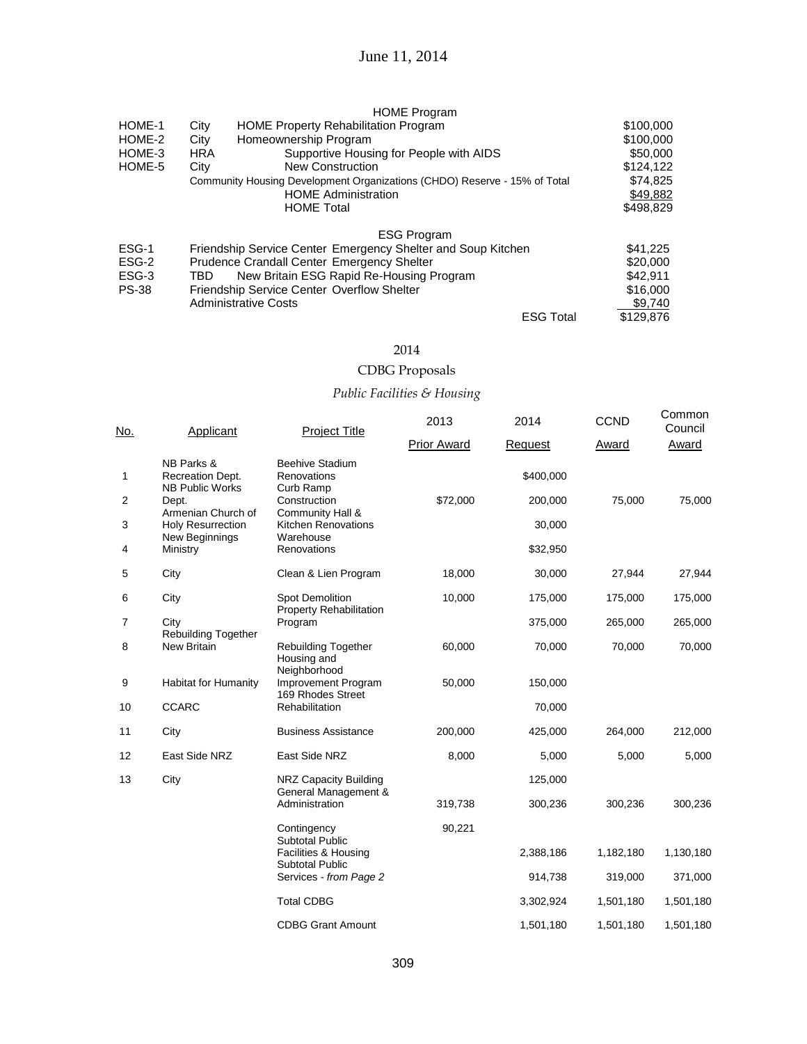June 11, 2014

### HOME Program

| | | | |
|---|---|---|---|
| HOME-1 | City | HOME Property Rehabilitation Program | $100,000 |
| HOME-2 | City | Homeownership Program | $100,000 |
| HOME-3 | HRA | Supportive Housing for People with AIDS | $50,000 |
| HOME-5 | City | New Construction | $124,122 |
| | | Community Housing Development Organizations (CHDO) Reserve - 15% of Total | $74,825 |
| | | HOME Administration | $49,882 |
| | | HOME Total | $498,829 |

### ESG Program

| | | |
|---|---|---|
| ESG-1 | Friendship Service Center Emergency Shelter and Soup Kitchen | $41,225 |
| ESG-2 | Prudence Crandall Center Emergency Shelter | $20,000 |
| ESG-3 | TBD New Britain ESG Rapid Re-Housing Program | $42,911 |
| PS-38 | Friendship Service Center Overflow Shelter | $16,000 |
| | Administrative Costs | $9,740 |
| | ESG Total | $129,876 |

## 2014

## CDBG Proposals

### *Public Facilities & Housing*

| No. | Applicant | Project Title | 2013 Prior Award | 2014 Request | CCND Award | Common Council Award |
|---|---|---|---|---|---|---|
| 1 | NB Parks & Recreation Dept. | Beehive Stadium Renovations | | $400,000 | | |
| 2 | NB Public Works Dept. | Curb Ramp Construction | $72,000 | 200,000 | 75,000 | 75,000 |
| 3 | Armenian Church of Holy Resurrection | Community Hall & Kitchen Renovations | | 30,000 | | |
| 4 | New Beginnings Ministry | Warehouse Renovations | | $32,950 | | |
| 5 | City | Clean & Lien Program | 18,000 | 30,000 | 27,944 | 27,944 |
| 6 | City | Spot Demolition | 10,000 | 175,000 | 175,000 | 175,000 |
| 7 | City | Property Rehabilitation Program | | 375,000 | 265,000 | 265,000 |
| 8 | Rebuilding Together New Britain | Rebuilding Together | 60,000 | 70,000 | 70,000 | 70,000 |
| 9 | Habitat for Humanity | Housing and Neighborhood Improvement Program | 50,000 | 150,000 | | |
| 10 | CCARC | 169 Rhodes Street Rehabilitation | | 70,000 | | |
| 11 | City | Business Assistance | 200,000 | 425,000 | 264,000 | 212,000 |
| 12 | East Side NRZ | East Side NRZ | 8,000 | 5,000 | 5,000 | 5,000 |
| 13 | City | NRZ Capacity Building | | 125,000 | | |
| | | General Management & Administration | 319,738 | 300,236 | 300,236 | 300,236 |
| | | Contingency | 90,221 | | | |
| | | Subtotal Public Facilities & Housing | | 2,388,186 | 1,182,180 | 1,130,180 |
| | | Subtotal Public Services - *from Page 2* | | 914,738 | 319,000 | 371,000 |
| | | Total CDBG | | 3,302,924 | 1,501,180 | 1,501,180 |
| | | CDBG Grant Amount | | 1,501,180 | 1,501,180 | 1,501,180 |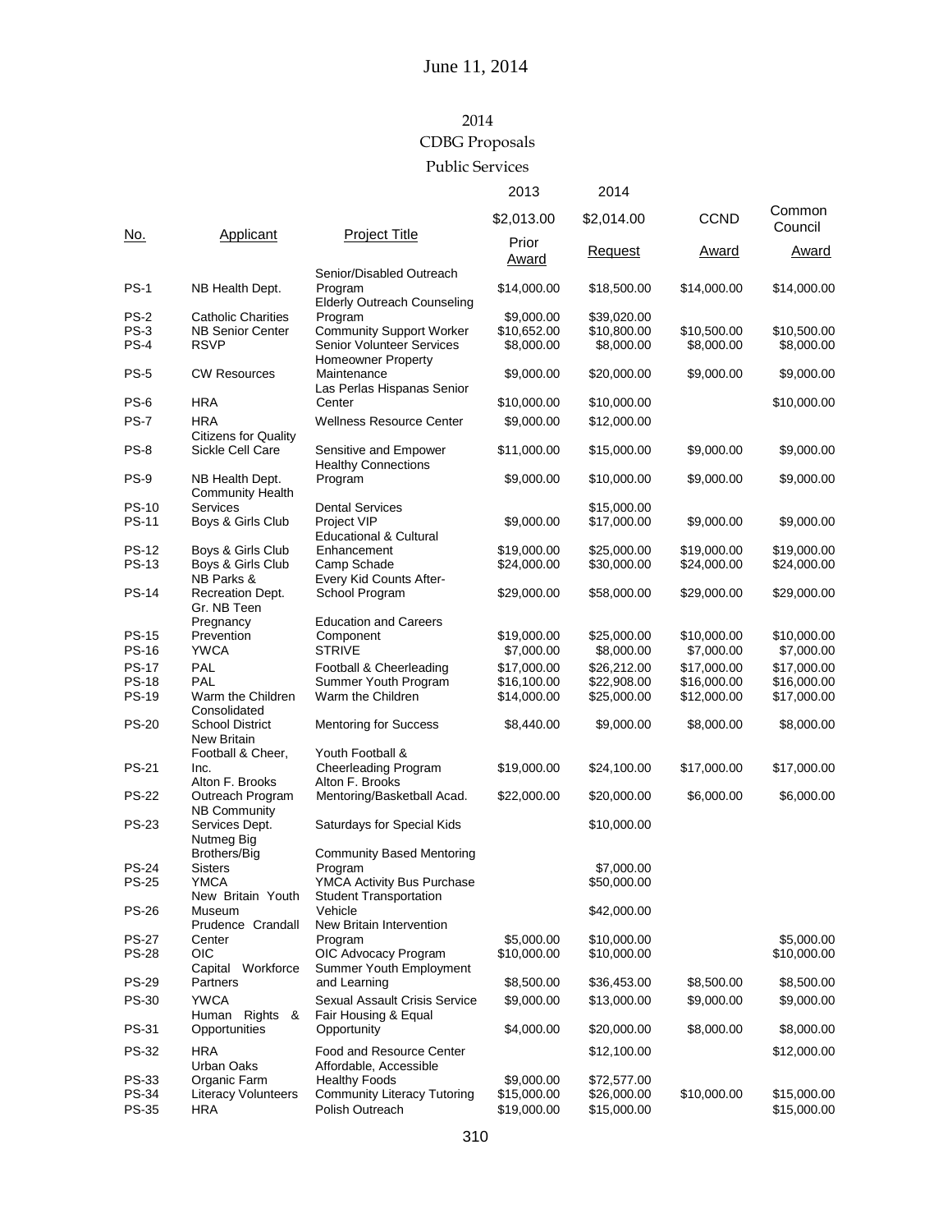June 11, 2014

2014

CDBG Proposals

Public Services

| No. | Applicant | Project Title | 2013 $2,013.00 Prior Award | 2014 $2,014.00 Request | CCND Award | Common Council Award |
|---|---|---|---|---|---|---|
| PS-1 | NB Health Dept. | Senior/Disabled Outreach Program | $14,000.00 | $18,500.00 | $14,000.00 | $14,000.00 |
| PS-2 | Catholic Charities | Elderly Outreach Counseling Program | $9,000.00 | $39,020.00 | | |
| PS-3 | NB Senior Center | Community Support Worker | $10,652.00 | $10,800.00 | $10,500.00 | $10,500.00 |
| PS-4 | RSVP | Senior Volunteer Services | $8,000.00 | $8,000.00 | $8,000.00 | $8,000.00 |
| PS-5 | CW Resources | Homeowner Property Maintenance | $9,000.00 | $20,000.00 | $9,000.00 | $9,000.00 |
| PS-6 | HRA | Las Perlas Hispanas Senior Center | $10,000.00 | $10,000.00 | | $10,000.00 |
| PS-7 | HRA | Wellness Resource Center | $9,000.00 | $12,000.00 | | |
| PS-8 | Citizens for Quality Sickle Cell Care | Sensitive and Empower | $11,000.00 | $15,000.00 | $9,000.00 | $9,000.00 |
| PS-9 | NB Health Dept. | Healthy Connections Program | $9,000.00 | $10,000.00 | $9,000.00 | $9,000.00 |
| PS-10 | Community Health Services | Dental Services | | $15,000.00 | | |
| PS-11 | Boys & Girls Club | Project VIP | $9,000.00 | $17,000.00 | $9,000.00 | $9,000.00 |
| PS-12 | Boys & Girls Club | Educational & Cultural Enhancement | $19,000.00 | $25,000.00 | $19,000.00 | $19,000.00 |
| PS-13 | Boys & Girls Club | Camp Schade | $24,000.00 | $30,000.00 | $24,000.00 | $24,000.00 |
| PS-14 | NB Parks & Recreation Dept. | Every Kid Counts After-School Program | $29,000.00 | $58,000.00 | $29,000.00 | $29,000.00 |
| PS-15 | Gr. NB Teen Pregnancy Prevention | Education and Careers Component | $19,000.00 | $25,000.00 | $10,000.00 | $10,000.00 |
| PS-16 | YWCA | STRIVE | $7,000.00 | $8,000.00 | $7,000.00 | $7,000.00 |
| PS-17 | PAL | Football & Cheerleading | $17,000.00 | $26,212.00 | $17,000.00 | $17,000.00 |
| PS-18 | PAL | Summer Youth Program | $16,100.00 | $22,908.00 | $16,000.00 | $16,000.00 |
| PS-19 | Warm the Children | Warm the Children | $14,000.00 | $25,000.00 | $12,000.00 | $17,000.00 |
| PS-20 | Consolidated School District | Mentoring for Success | $8,440.00 | $9,000.00 | $8,000.00 | $8,000.00 |
| PS-21 | New Britain Football & Cheer, Inc. | Youth Football & Cheerleading Program | $19,000.00 | $24,100.00 | $17,000.00 | $17,000.00 |
| PS-22 | Alton F. Brooks Outreach Program | Alton F. Brooks Mentoring/Basketball Acad. | $22,000.00 | $20,000.00 | $6,000.00 | $6,000.00 |
| PS-23 | NB Community Services Dept. | Saturdays for Special Kids | | $10,000.00 | | |
| PS-24 | Nutmeg Big Brothers/Big Sisters | Community Based Mentoring Program | | $7,000.00 | | |
| PS-25 | YMCA | YMCA Activity Bus Purchase | | $50,000.00 | | |
| PS-26 | New Britain Youth Museum | Student Transportation Vehicle | | $42,000.00 | | |
| PS-27 | Prudence Crandall Center | New Britain Intervention Program | $5,000.00 | $10,000.00 | | $5,000.00 |
| PS-28 | OIC | OIC Advocacy Program | $10,000.00 | $10,000.00 | | $10,000.00 |
| PS-29 | Capital Workforce Partners | Summer Youth Employment and Learning | $8,500.00 | $36,453.00 | $8,500.00 | $8,500.00 |
| PS-30 | YWCA | Sexual Assault Crisis Service | $9,000.00 | $13,000.00 | $9,000.00 | $9,000.00 |
| PS-31 | Human Rights & Opportunities | Fair Housing & Equal Opportunity | $4,000.00 | $20,000.00 | $8,000.00 | $8,000.00 |
| PS-32 | HRA | Food and Resource Center | | $12,100.00 | | $12,000.00 |
| PS-33 | Urban Oaks Organic Farm | Affordable, Accessible Healthy Foods | $9,000.00 | $72,577.00 | | |
| PS-34 | Literacy Volunteers | Community Literacy Tutoring | $15,000.00 | $26,000.00 | $10,000.00 | $15,000.00 |
| PS-35 | HRA | Polish Outreach | $19,000.00 | $15,000.00 | | $15,000.00 |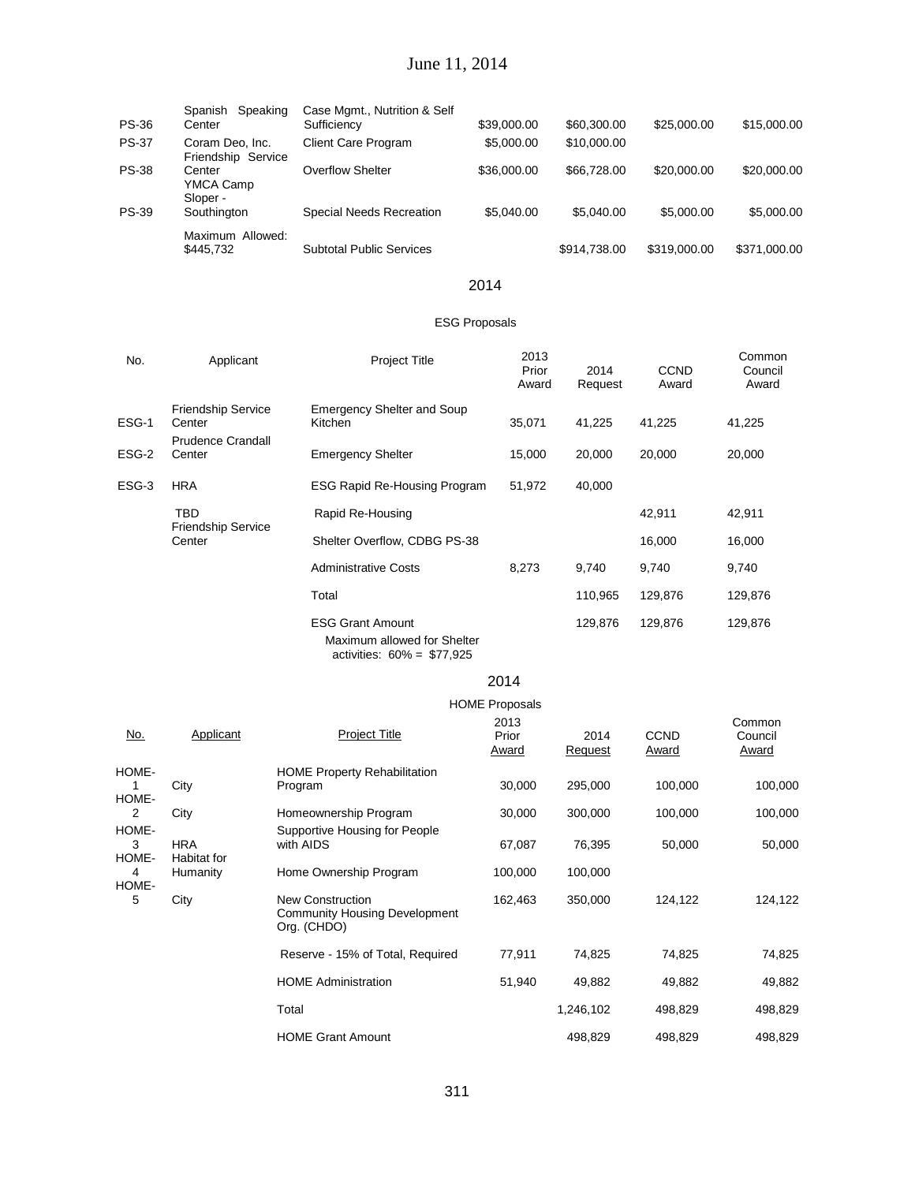June 11, 2014

| | | | | | | |
|---|---|---|---|---|---|---|
| PS-36 | Spanish Speaking Center | Case Mgmt., Nutrition & Self Sufficiency | $39,000.00 | $60,300.00 | $25,000.00 | $15,000.00 |
| PS-37 | Coram Deo, Inc. | Client Care Program | $5,000.00 | $10,000.00 | | |
| PS-38 | Friendship Service Center | Overflow Shelter | $36,000.00 | $66,728.00 | $20,000.00 | $20,000.00 |
| PS-39 | YMCA Camp Sloper - Southington | Special Needs Recreation | $5,040.00 | $5,040.00 | $5,000.00 | $5,000.00 |
| | Maximum Allowed: $445,732 | Subtotal Public Services | | $914,738.00 | $319,000.00 | $371,000.00 |

## 2014

### ESG Proposals

| No. | Applicant | Project Title | 2013 Prior Award | 2014 Request | CCND Award | Common Council Award |
|---|---|---|---|---|---|---|
| ESG-1 | Friendship Service Center | Emergency Shelter and Soup Kitchen | 35,071 | 41,225 | 41,225 | 41,225 |
| ESG-2 | Prudence Crandall Center | Emergency Shelter | 15,000 | 20,000 | 20,000 | 20,000 |
| ESG-3 | HRA | ESG Rapid Re-Housing Program | 51,972 | 40,000 | | |
| | TBD | Rapid Re-Housing | | | 42,911 | 42,911 |
| | Friendship Service Center | Shelter Overflow, CDBG PS-38 | | | 16,000 | 16,000 |
| | | Administrative Costs | 8,273 | 9,740 | 9,740 | 9,740 |
| | | Total | | 110,965 | 129,876 | 129,876 |
| | | ESG Grant Amount | | 129,876 | 129,876 | 129,876 |
| | | Maximum allowed for Shelter activities: 60% = $77,925 | | | | |

## 2014

### HOME Proposals

| No. | Applicant | Project Title | 2013 Prior Award | 2014 Request | CCND Award | Common Council Award |
|---|---|---|---|---|---|---|
| HOME-1 | City | HOME Property Rehabilitation Program | 30,000 | 295,000 | 100,000 | 100,000 |
| HOME-2 | City | Homeownership Program | 30,000 | 300,000 | 100,000 | 100,000 |
| HOME-3 | HRA | Supportive Housing for People with AIDS | 67,087 | 76,395 | 50,000 | 50,000 |
| HOME-4 | Habitat for Humanity | Home Ownership Program | 100,000 | 100,000 | | |
| HOME-5 | City | New Construction Community Housing Development Org. (CHDO) | 162,463 | 350,000 | 124,122 | 124,122 |
| | | Reserve - 15% of Total, Required | 77,911 | 74,825 | 74,825 | 74,825 |
| | | HOME Administration | 51,940 | 49,882 | 49,882 | 49,882 |
| | | Total | | 1,246,102 | 498,829 | 498,829 |
| | | HOME Grant Amount | | 498,829 | 498,829 | 498,829 |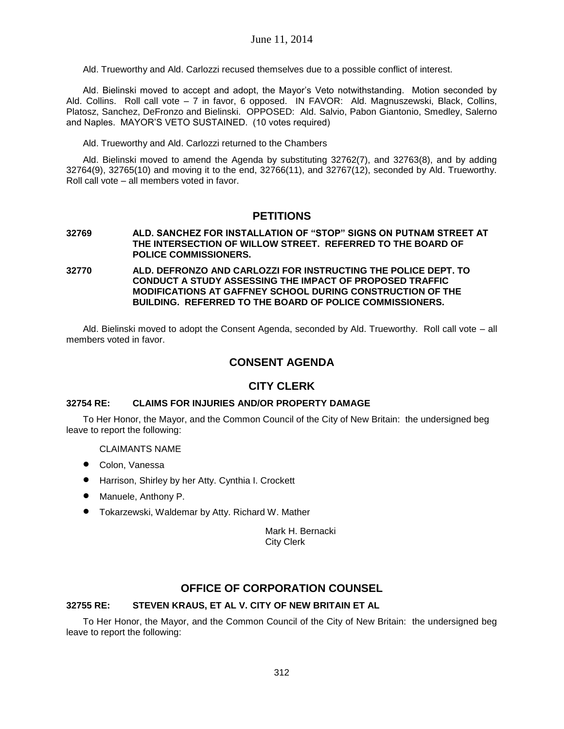Ald. Trueworthy and Ald. Carlozzi recused themselves due to a possible conflict of interest.

Ald. Bielinski moved to accept and adopt, the Mayor's Veto notwithstanding. Motion seconded by Ald. Collins. Roll call vote – 7 in favor, 6 opposed. IN FAVOR: Ald. Magnuszewski, Black, Collins, Platosz, Sanchez, DeFronzo and Bielinski. OPPOSED: Ald. Salvio, Pabon Giantonio, Smedley, Salerno and Naples. MAYOR'S VETO SUSTAINED. (10 votes required)

Ald. Trueworthy and Ald. Carlozzi returned to the Chambers

Ald. Bielinski moved to amend the Agenda by substituting 32762(7), and 32763(8), and by adding 32764(9), 32765(10) and moving it to the end, 32766(11), and 32767(12), seconded by Ald. Trueworthy. Roll call vote – all members voted in favor.

## PETITIONS

**32769 ALD. SANCHEZ FOR INSTALLATION OF "STOP" SIGNS ON PUTNAM STREET AT THE INTERSECTION OF WILLOW STREET. REFERRED TO THE BOARD OF POLICE COMMISSIONERS.**

**32770 ALD. DEFRONZO AND CARLOZZI FOR INSTRUCTING THE POLICE DEPT. TO CONDUCT A STUDY ASSESSING THE IMPACT OF PROPOSED TRAFFIC MODIFICATIONS AT GAFFNEY SCHOOL DURING CONSTRUCTION OF THE BUILDING. REFERRED TO THE BOARD OF POLICE COMMISSIONERS.**

Ald. Bielinski moved to adopt the Consent Agenda, seconded by Ald. Trueworthy. Roll call vote – all members voted in favor.

## CONSENT AGENDA

## CITY CLERK

### 32754 RE: CLAIMS FOR INJURIES AND/OR PROPERTY DAMAGE

To Her Honor, the Mayor, and the Common Council of the City of New Britain: the undersigned beg leave to report the following:

CLAIMANTS NAME

- Colon, Vanessa
- Harrison, Shirley by her Atty. Cynthia I. Crockett
- Manuele, Anthony P.
- Tokarzewski, Waldemar by Atty. Richard W. Mather

Mark H. Bernacki
City Clerk

## OFFICE OF CORPORATION COUNSEL

### 32755 RE: STEVEN KRAUS, ET AL V. CITY OF NEW BRITAIN ET AL

To Her Honor, the Mayor, and the Common Council of the City of New Britain: the undersigned beg leave to report the following: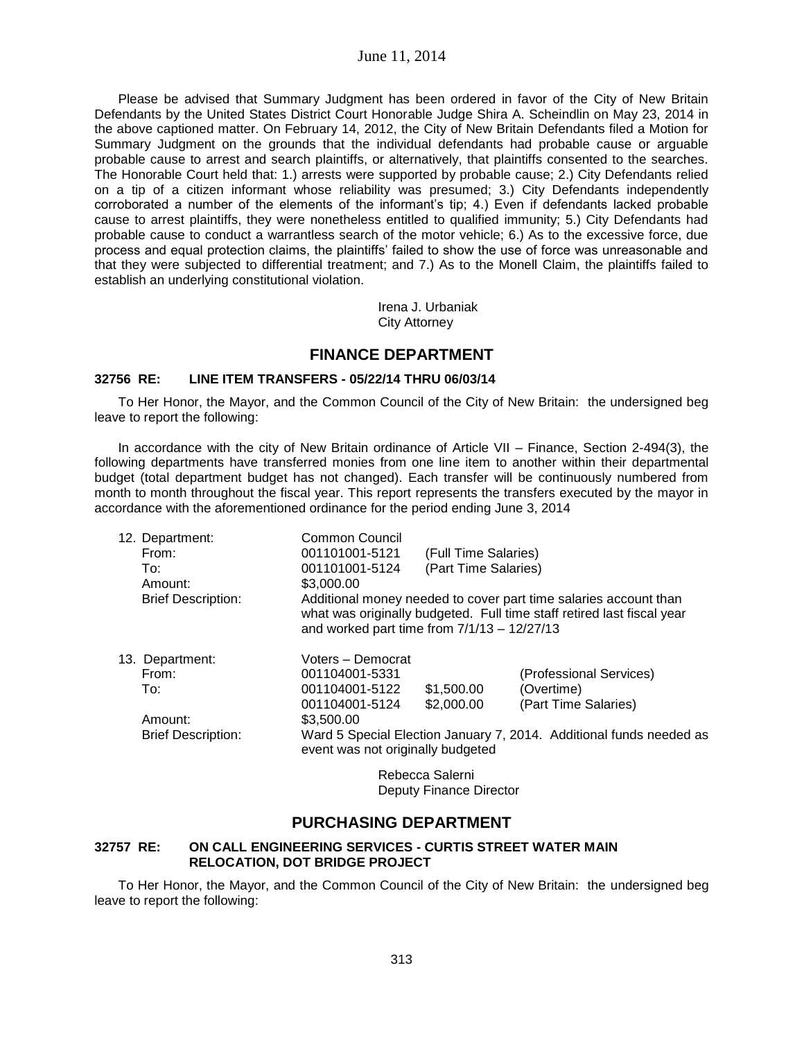Please be advised that Summary Judgment has been ordered in favor of the City of New Britain Defendants by the United States District Court Honorable Judge Shira A. Scheindlin on May 23, 2014 in the above captioned matter. On February 14, 2012, the City of New Britain Defendants filed a Motion for Summary Judgment on the grounds that the individual defendants had probable cause or arguable probable cause to arrest and search plaintiffs, or alternatively, that plaintiffs consented to the searches. The Honorable Court held that: 1.) arrests were supported by probable cause; 2.) City Defendants relied on a tip of a citizen informant whose reliability was presumed; 3.) City Defendants independently corroborated a number of the elements of the informant's tip; 4.) Even if defendants lacked probable cause to arrest plaintiffs, they were nonetheless entitled to qualified immunity; 5.) City Defendants had probable cause to conduct a warrantless search of the motor vehicle; 6.) As to the excessive force, due process and equal protection claims, the plaintiffs' failed to show the use of force was unreasonable and that they were subjected to differential treatment; and 7.) As to the Monell Claim, the plaintiffs failed to establish an underlying constitutional violation.

Irena J. Urbaniak
City Attorney

## FINANCE DEPARTMENT

### 32756 RE: LINE ITEM TRANSFERS - 05/22/14 THRU 06/03/14

To Her Honor, the Mayor, and the Common Council of the City of New Britain: the undersigned beg leave to report the following:

In accordance with the city of New Britain ordinance of Article VII – Finance, Section 2-494(3), the following departments have transferred monies from one line item to another within their departmental budget (total department budget has not changed). Each transfer will be continuously numbered from month to month throughout the fiscal year. This report represents the transfers executed by the mayor in accordance with the aforementioned ordinance for the period ending June 3, 2014

12. Department: Common Council
    From: 001101001-5121 (Full Time Salaries)
    To: 001101001-5124 (Part Time Salaries)
    Amount: $3,000.00
    Brief Description: Additional money needed to cover part time salaries account than what was originally budgeted. Full time staff retired last fiscal year and worked part time from 7/1/13 – 12/27/13

13. Department: Voters – Democrat
    From: 001104001-5331 (Professional Services)
    To: 001104001-5122 $1,500.00 (Overtime)
    001104001-5124 $2,000.00 (Part Time Salaries)
    Amount: $3,500.00
    Brief Description: Ward 5 Special Election January 7, 2014. Additional funds needed as event was not originally budgeted

Rebecca Salerni
Deputy Finance Director

## PURCHASING DEPARTMENT

### 32757 RE: ON CALL ENGINEERING SERVICES - CURTIS STREET WATER MAIN RELOCATION, DOT BRIDGE PROJECT

To Her Honor, the Mayor, and the Common Council of the City of New Britain: the undersigned beg leave to report the following: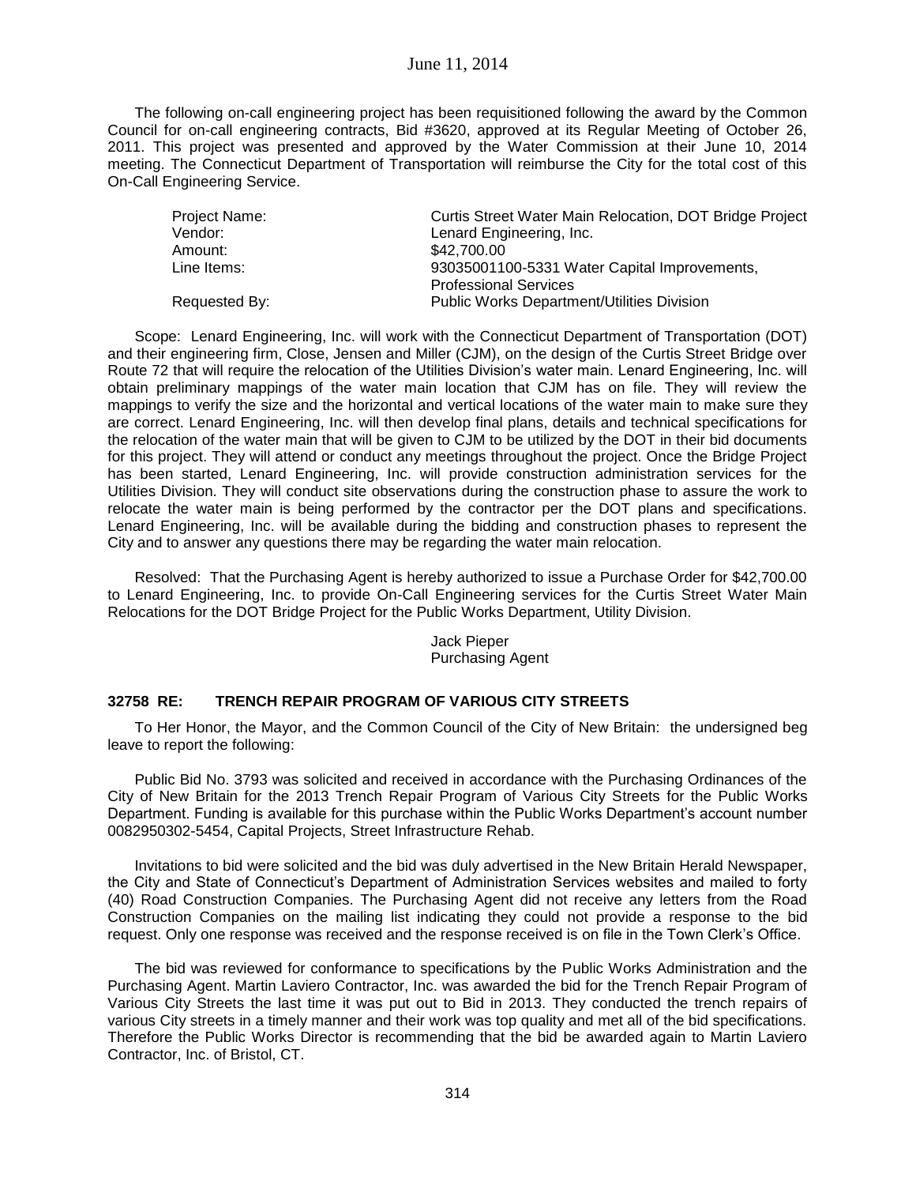The following on-call engineering project has been requisitioned following the award by the Common Council for on-call engineering contracts, Bid #3620, approved at its Regular Meeting of October 26, 2011. This project was presented and approved by the Water Commission at their June 10, 2014 meeting. The Connecticut Department of Transportation will reimburse the City for the total cost of this On-Call Engineering Service.

| | |
|---|---|
| Project Name: | Curtis Street Water Main Relocation, DOT Bridge Project |
| Vendor: | Lenard Engineering, Inc. |
| Amount: | $42,700.00 |
| Line Items: | 93035001100-5331 Water Capital Improvements, Professional Services |
| Requested By: | Public Works Department/Utilities Division |

Scope: Lenard Engineering, Inc. will work with the Connecticut Department of Transportation (DOT) and their engineering firm, Close, Jensen and Miller (CJM), on the design of the Curtis Street Bridge over Route 72 that will require the relocation of the Utilities Division's water main. Lenard Engineering, Inc. will obtain preliminary mappings of the water main location that CJM has on file. They will review the mappings to verify the size and the horizontal and vertical locations of the water main to make sure they are correct. Lenard Engineering, Inc. will then develop final plans, details and technical specifications for the relocation of the water main that will be given to CJM to be utilized by the DOT in their bid documents for this project. They will attend or conduct any meetings throughout the project. Once the Bridge Project has been started, Lenard Engineering, Inc. will provide construction administration services for the Utilities Division. They will conduct site observations during the construction phase to assure the work to relocate the water main is being performed by the contractor per the DOT plans and specifications. Lenard Engineering, Inc. will be available during the bidding and construction phases to represent the City and to answer any questions there may be regarding the water main relocation.

Resolved: That the Purchasing Agent is hereby authorized to issue a Purchase Order for $42,700.00 to Lenard Engineering, Inc. to provide On-Call Engineering services for the Curtis Street Water Main Relocations for the DOT Bridge Project for the Public Works Department, Utility Division.

Jack Pieper
Purchasing Agent

### 32758 RE: TRENCH REPAIR PROGRAM OF VARIOUS CITY STREETS

To Her Honor, the Mayor, and the Common Council of the City of New Britain: the undersigned beg leave to report the following:

Public Bid No. 3793 was solicited and received in accordance with the Purchasing Ordinances of the City of New Britain for the 2013 Trench Repair Program of Various City Streets for the Public Works Department. Funding is available for this purchase within the Public Works Department's account number 0082950302-5454, Capital Projects, Street Infrastructure Rehab.

Invitations to bid were solicited and the bid was duly advertised in the New Britain Herald Newspaper, the City and State of Connecticut's Department of Administration Services websites and mailed to forty (40) Road Construction Companies. The Purchasing Agent did not receive any letters from the Road Construction Companies on the mailing list indicating they could not provide a response to the bid request. Only one response was received and the response received is on file in the Town Clerk's Office.

The bid was reviewed for conformance to specifications by the Public Works Administration and the Purchasing Agent. Martin Laviero Contractor, Inc. was awarded the bid for the Trench Repair Program of Various City Streets the last time it was put out to Bid in 2013. They conducted the trench repairs of various City streets in a timely manner and their work was top quality and met all of the bid specifications. Therefore the Public Works Director is recommending that the bid be awarded again to Martin Laviero Contractor, Inc. of Bristol, CT.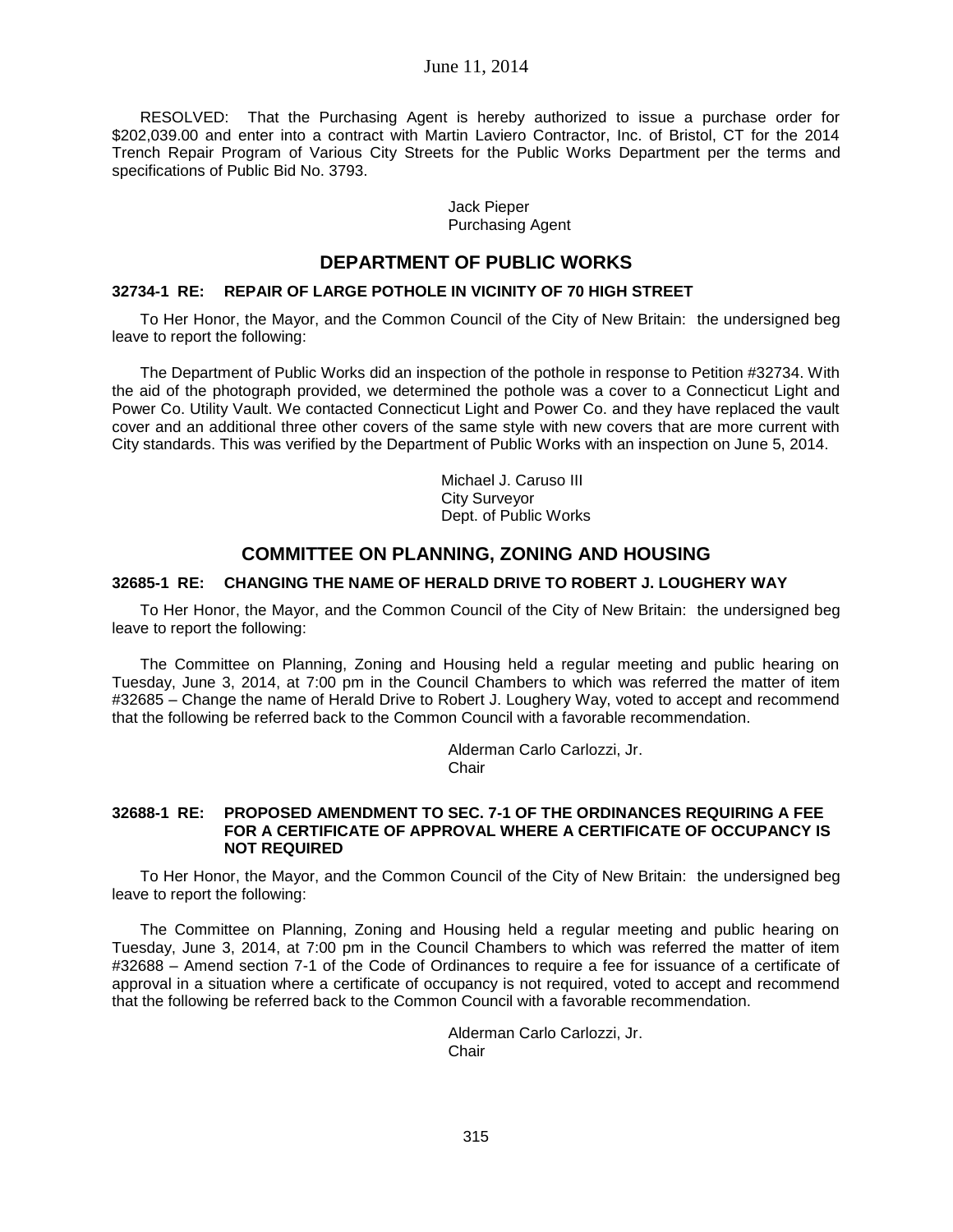RESOLVED: That the Purchasing Agent is hereby authorized to issue a purchase order for $202,039.00 and enter into a contract with Martin Laviero Contractor, Inc. of Bristol, CT for the 2014 Trench Repair Program of Various City Streets for the Public Works Department per the terms and specifications of Public Bid No. 3793.

Jack Pieper
Purchasing Agent

## DEPARTMENT OF PUBLIC WORKS

### 32734-1 RE: REPAIR OF LARGE POTHOLE IN VICINITY OF 70 HIGH STREET

To Her Honor, the Mayor, and the Common Council of the City of New Britain: the undersigned beg leave to report the following:

The Department of Public Works did an inspection of the pothole in response to Petition #32734. With the aid of the photograph provided, we determined the pothole was a cover to a Connecticut Light and Power Co. Utility Vault. We contacted Connecticut Light and Power Co. and they have replaced the vault cover and an additional three other covers of the same style with new covers that are more current with City standards. This was verified by the Department of Public Works with an inspection on June 5, 2014.

Michael J. Caruso III
City Surveyor
Dept. of Public Works

## COMMITTEE ON PLANNING, ZONING AND HOUSING

### 32685-1 RE: CHANGING THE NAME OF HERALD DRIVE TO ROBERT J. LOUGHERY WAY

To Her Honor, the Mayor, and the Common Council of the City of New Britain: the undersigned beg leave to report the following:

The Committee on Planning, Zoning and Housing held a regular meeting and public hearing on Tuesday, June 3, 2014, at 7:00 pm in the Council Chambers to which was referred the matter of item #32685 – Change the name of Herald Drive to Robert J. Loughery Way, voted to accept and recommend that the following be referred back to the Common Council with a favorable recommendation.

Alderman Carlo Carlozzi, Jr.
Chair

### 32688-1 RE: PROPOSED AMENDMENT TO SEC. 7-1 OF THE ORDINANCES REQUIRING A FEE FOR A CERTIFICATE OF APPROVAL WHERE A CERTIFICATE OF OCCUPANCY IS NOT REQUIRED

To Her Honor, the Mayor, and the Common Council of the City of New Britain: the undersigned beg leave to report the following:

The Committee on Planning, Zoning and Housing held a regular meeting and public hearing on Tuesday, June 3, 2014, at 7:00 pm in the Council Chambers to which was referred the matter of item #32688 – Amend section 7-1 of the Code of Ordinances to require a fee for issuance of a certificate of approval in a situation where a certificate of occupancy is not required, voted to accept and recommend that the following be referred back to the Common Council with a favorable recommendation.

Alderman Carlo Carlozzi, Jr.
Chair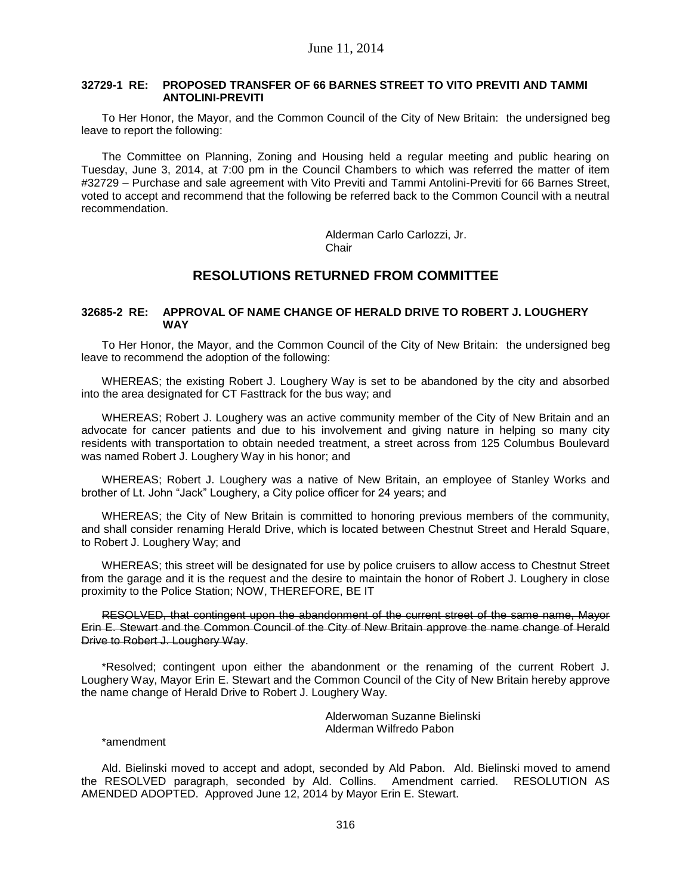#### 32729-1 RE: PROPOSED TRANSFER OF 66 BARNES STREET TO VITO PREVITI AND TAMMI ANTOLINI-PREVITI

To Her Honor, the Mayor, and the Common Council of the City of New Britain: the undersigned beg leave to report the following:

The Committee on Planning, Zoning and Housing held a regular meeting and public hearing on Tuesday, June 3, 2014, at 7:00 pm in the Council Chambers to which was referred the matter of item #32729 – Purchase and sale agreement with Vito Previti and Tammi Antolini-Previti for 66 Barnes Street, voted to accept and recommend that the following be referred back to the Common Council with a neutral recommendation.

Alderman Carlo Carlozzi, Jr.
Chair

## RESOLUTIONS RETURNED FROM COMMITTEE

#### 32685-2 RE: APPROVAL OF NAME CHANGE OF HERALD DRIVE TO ROBERT J. LOUGHERY WAY

To Her Honor, the Mayor, and the Common Council of the City of New Britain: the undersigned beg leave to recommend the adoption of the following:

WHEREAS; the existing Robert J. Loughery Way is set to be abandoned by the city and absorbed into the area designated for CT Fasttrack for the bus way; and

WHEREAS; Robert J. Loughery was an active community member of the City of New Britain and an advocate for cancer patients and due to his involvement and giving nature in helping so many city residents with transportation to obtain needed treatment, a street across from 125 Columbus Boulevard was named Robert J. Loughery Way in his honor; and

WHEREAS; Robert J. Loughery was a native of New Britain, an employee of Stanley Works and brother of Lt. John "Jack" Loughery, a City police officer for 24 years; and

WHEREAS; the City of New Britain is committed to honoring previous members of the community, and shall consider renaming Herald Drive, which is located between Chestnut Street and Herald Square, to Robert J. Loughery Way; and

WHEREAS; this street will be designated for use by police cruisers to allow access to Chestnut Street from the garage and it is the request and the desire to maintain the honor of Robert J. Loughery in close proximity to the Police Station; NOW, THEREFORE, BE IT

~~RESOLVED, that contingent upon the abandonment of the current street of the same name, Mayor Erin E. Stewart and the Common Council of the City of New Britain approve the name change of Herald Drive to Robert J. Loughery Way.~~

*Resolved; contingent upon either the abandonment or the renaming of the current Robert J. Loughery Way, Mayor Erin E. Stewart and the Common Council of the City of New Britain hereby approve the name change of Herald Drive to Robert J. Loughery Way.

Alderwoman Suzanne Bielinski
Alderman Wilfredo Pabon

*amendment

Ald. Bielinski moved to accept and adopt, seconded by Ald Pabon. Ald. Bielinski moved to amend the RESOLVED paragraph, seconded by Ald. Collins. Amendment carried. RESOLUTION AS AMENDED ADOPTED. Approved June 12, 2014 by Mayor Erin E. Stewart.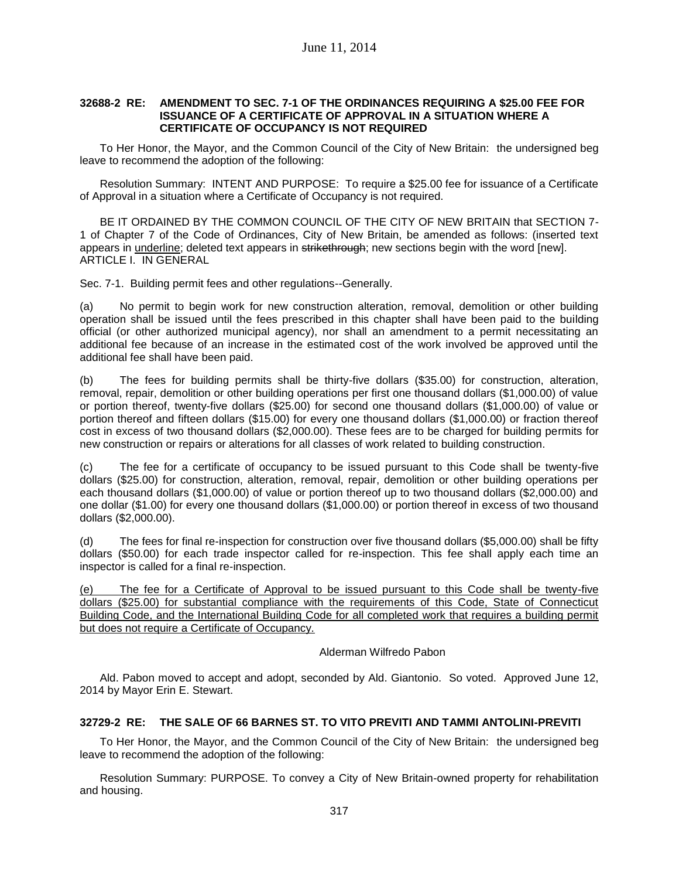**32688-2 RE: AMENDMENT TO SEC. 7-1 OF THE ORDINANCES REQUIRING A $25.00 FEE FOR ISSUANCE OF A CERTIFICATE OF APPROVAL IN A SITUATION WHERE A CERTIFICATE OF OCCUPANCY IS NOT REQUIRED**

To Her Honor, the Mayor, and the Common Council of the City of New Britain: the undersigned beg leave to recommend the adoption of the following:

Resolution Summary: INTENT AND PURPOSE: To require a $25.00 fee for issuance of a Certificate of Approval in a situation where a Certificate of Occupancy is not required.

BE IT ORDAINED BY THE COMMON COUNCIL OF THE CITY OF NEW BRITAIN that SECTION 7-1 of Chapter 7 of the Code of Ordinances, City of New Britain, be amended as follows: (inserted text appears in <u>underline</u>; deleted text appears in ~~strikethrough~~; new sections begin with the word [new]. ARTICLE I. IN GENERAL

Sec. 7-1. Building permit fees and other regulations--Generally.

(a) No permit to begin work for new construction alteration, removal, demolition or other building operation shall be issued until the fees prescribed in this chapter shall have been paid to the building official (or other authorized municipal agency), nor shall an amendment to a permit necessitating an additional fee because of an increase in the estimated cost of the work involved be approved until the additional fee shall have been paid.

(b) The fees for building permits shall be thirty-five dollars ($35.00) for construction, alteration, removal, repair, demolition or other building operations per first one thousand dollars ($1,000.00) of value or portion thereof, twenty-five dollars ($25.00) for second one thousand dollars ($1,000.00) of value or portion thereof and fifteen dollars ($15.00) for every one thousand dollars ($1,000.00) or fraction thereof cost in excess of two thousand dollars ($2,000.00). These fees are to be charged for building permits for new construction or repairs or alterations for all classes of work related to building construction.

(c) The fee for a certificate of occupancy to be issued pursuant to this Code shall be twenty-five dollars ($25.00) for construction, alteration, removal, repair, demolition or other building operations per each thousand dollars ($1,000.00) of value or portion thereof up to two thousand dollars ($2,000.00) and one dollar ($1.00) for every one thousand dollars ($1,000.00) or portion thereof in excess of two thousand dollars ($2,000.00).

(d) The fees for final re-inspection for construction over five thousand dollars ($5,000.00) shall be fifty dollars ($50.00) for each trade inspector called for re-inspection. This fee shall apply each time an inspector is called for a final re-inspection.

<u>(e) The fee for a Certificate of Approval to be issued pursuant to this Code shall be twenty-five dollars ($25.00) for substantial compliance with the requirements of this Code, State of Connecticut Building Code, and the International Building Code for all completed work that requires a building permit but does not require a Certificate of Occupancy.</u>

Alderman Wilfredo Pabon

Ald. Pabon moved to accept and adopt, seconded by Ald. Giantonio. So voted. Approved June 12, 2014 by Mayor Erin E. Stewart.

**32729-2 RE: THE SALE OF 66 BARNES ST. TO VITO PREVITI AND TAMMI ANTOLINI-PREVITI**

To Her Honor, the Mayor, and the Common Council of the City of New Britain: the undersigned beg leave to recommend the adoption of the following:

Resolution Summary: PURPOSE. To convey a City of New Britain-owned property for rehabilitation and housing.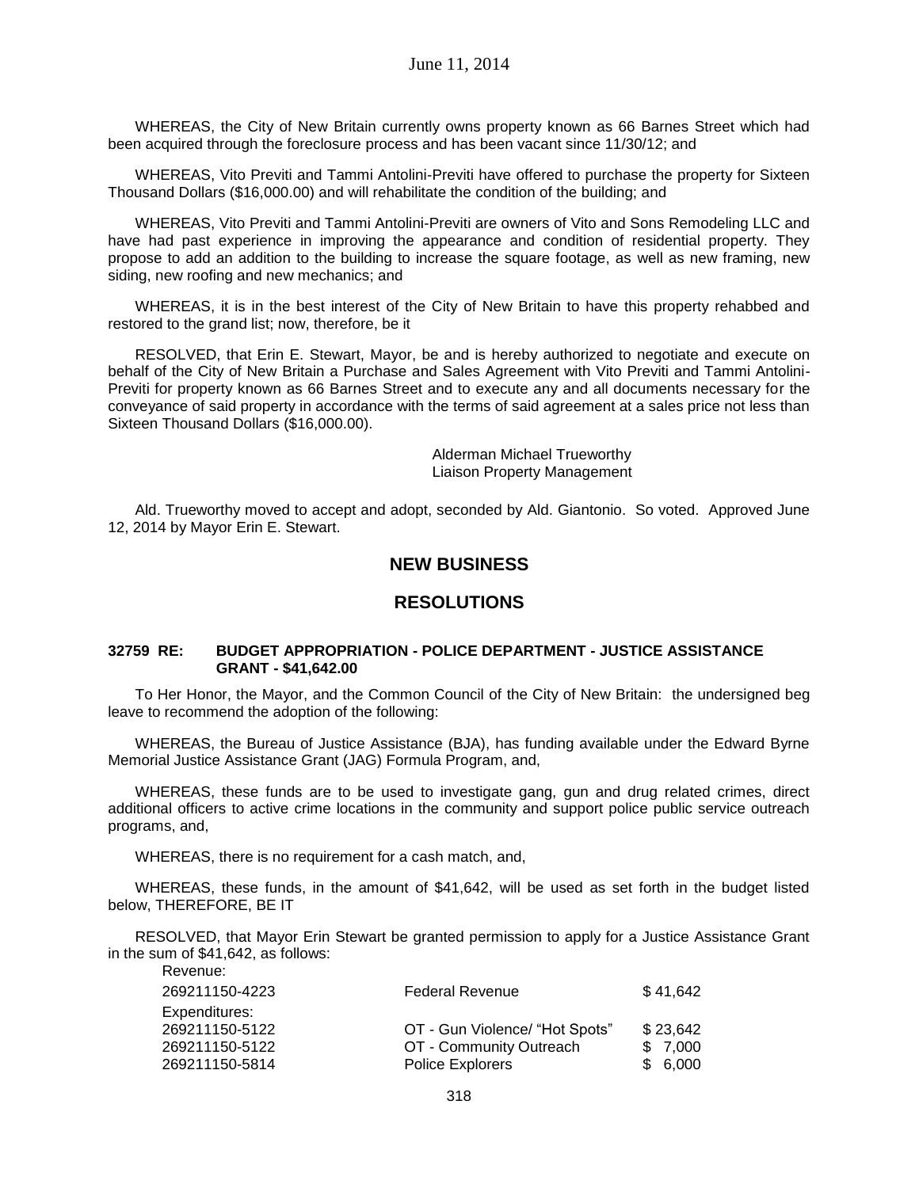WHEREAS, the City of New Britain currently owns property known as 66 Barnes Street which had been acquired through the foreclosure process and has been vacant since 11/30/12; and

WHEREAS, Vito Previti and Tammi Antolini-Previti have offered to purchase the property for Sixteen Thousand Dollars ($16,000.00) and will rehabilitate the condition of the building; and

WHEREAS, Vito Previti and Tammi Antolini-Previti are owners of Vito and Sons Remodeling LLC and have had past experience in improving the appearance and condition of residential property. They propose to add an addition to the building to increase the square footage, as well as new framing, new siding, new roofing and new mechanics; and

WHEREAS, it is in the best interest of the City of New Britain to have this property rehabbed and restored to the grand list; now, therefore, be it

RESOLVED, that Erin E. Stewart, Mayor, be and is hereby authorized to negotiate and execute on behalf of the City of New Britain a Purchase and Sales Agreement with Vito Previti and Tammi Antolini-Previti for property known as 66 Barnes Street and to execute any and all documents necessary for the conveyance of said property in accordance with the terms of said agreement at a sales price not less than Sixteen Thousand Dollars ($16,000.00).

Alderman Michael Trueworthy
Liaison Property Management

Ald. Trueworthy moved to accept and adopt, seconded by Ald. Giantonio. So voted. Approved June 12, 2014 by Mayor Erin E. Stewart.

## NEW BUSINESS

## RESOLUTIONS

**32759 RE: BUDGET APPROPRIATION - POLICE DEPARTMENT - JUSTICE ASSISTANCE GRANT - $41,642.00**

To Her Honor, the Mayor, and the Common Council of the City of New Britain: the undersigned beg leave to recommend the adoption of the following:

WHEREAS, the Bureau of Justice Assistance (BJA), has funding available under the Edward Byrne Memorial Justice Assistance Grant (JAG) Formula Program, and,

WHEREAS, these funds are to be used to investigate gang, gun and drug related crimes, direct additional officers to active crime locations in the community and support police public service outreach programs, and,

WHEREAS, there is no requirement for a cash match, and,

WHEREAS, these funds, in the amount of $41,642, will be used as set forth in the budget listed below, THEREFORE, BE IT

RESOLVED, that Mayor Erin Stewart be granted permission to apply for a Justice Assistance Grant in the sum of $41,642, as follows:

| | | |
|---|---|---|
| Revenue: | | |
| 269211150-4223 | Federal Revenue | $ 41,642 |
| Expenditures: | | |
| 269211150-5122 | OT - Gun Violence/ "Hot Spots" | $ 23,642 |
| 269211150-5122 | OT - Community Outreach | $ 7,000 |
| 269211150-5814 | Police Explorers | $ 6,000 |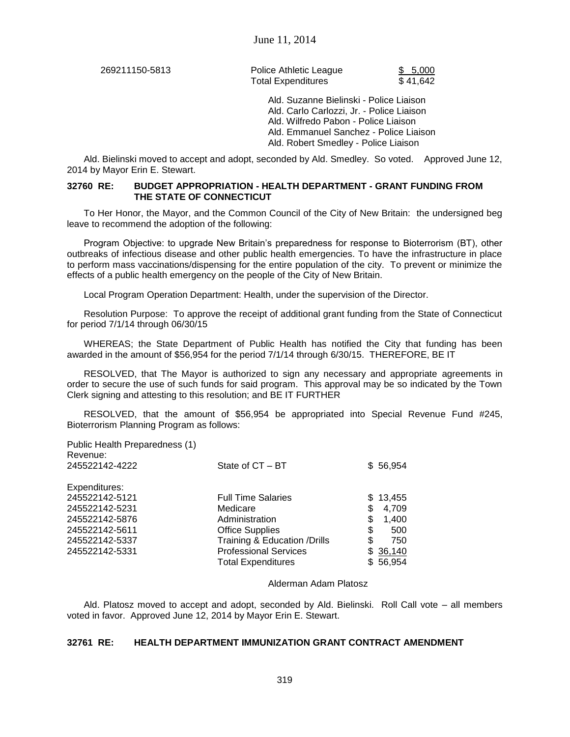| | | |
|---|---|---|
| 269211150-5813 | Police Athletic League | $ 5,000 |
| | Total Expenditures | $ 41,642 |

Ald. Suzanne Bielinski - Police Liaison
Ald. Carlo Carlozzi, Jr. - Police Liaison
Ald. Wilfredo Pabon - Police Liaison
Ald. Emmanuel Sanchez - Police Liaison
Ald. Robert Smedley - Police Liaison

Ald. Bielinski moved to accept and adopt, seconded by Ald. Smedley. So voted. Approved June 12, 2014 by Mayor Erin E. Stewart.

**32760 RE: BUDGET APPROPRIATION - HEALTH DEPARTMENT - GRANT FUNDING FROM THE STATE OF CONNECTICUT**

To Her Honor, the Mayor, and the Common Council of the City of New Britain: the undersigned beg leave to recommend the adoption of the following:

Program Objective: to upgrade New Britain's preparedness for response to Bioterrorism (BT), other outbreaks of infectious disease and other public health emergencies. To have the infrastructure in place to perform mass vaccinations/dispensing for the entire population of the city. To prevent or minimize the effects of a public health emergency on the people of the City of New Britain.

Local Program Operation Department: Health, under the supervision of the Director.

Resolution Purpose: To approve the receipt of additional grant funding from the State of Connecticut for period 7/1/14 through 06/30/15

WHEREAS; the State Department of Public Health has notified the City that funding has been awarded in the amount of $56,954 for the period 7/1/14 through 6/30/15. THEREFORE, BE IT

RESOLVED, that The Mayor is authorized to sign any necessary and appropriate agreements in order to secure the use of such funds for said program. This approval may be so indicated by the Town Clerk signing and attesting to this resolution; and BE IT FURTHER

RESOLVED, that the amount of $56,954 be appropriated into Special Revenue Fund #245, Bioterrorism Planning Program as follows:

| Public Health Preparedness (1) | | |
|---|---|---|
| Revenue: | | |
| 245522142-4222 | State of CT – BT | $ 56,954 |
| Expenditures: | | |
| 245522142-5121 | Full Time Salaries | $ 13,455 |
| 245522142-5231 | Medicare | $ 4,709 |
| 245522142-5876 | Administration | $ 1,400 |
| 245522142-5611 | Office Supplies | $ 500 |
| 245522142-5337 | Training & Education /Drills | $ 750 |
| 245522142-5331 | Professional Services | $ 36,140 |
| | Total Expenditures | $ 56,954 |

Alderman Adam Platosz

Ald. Platosz moved to accept and adopt, seconded by Ald. Bielinski. Roll Call vote – all members voted in favor. Approved June 12, 2014 by Mayor Erin E. Stewart.

**32761 RE: HEALTH DEPARTMENT IMMUNIZATION GRANT CONTRACT AMENDMENT**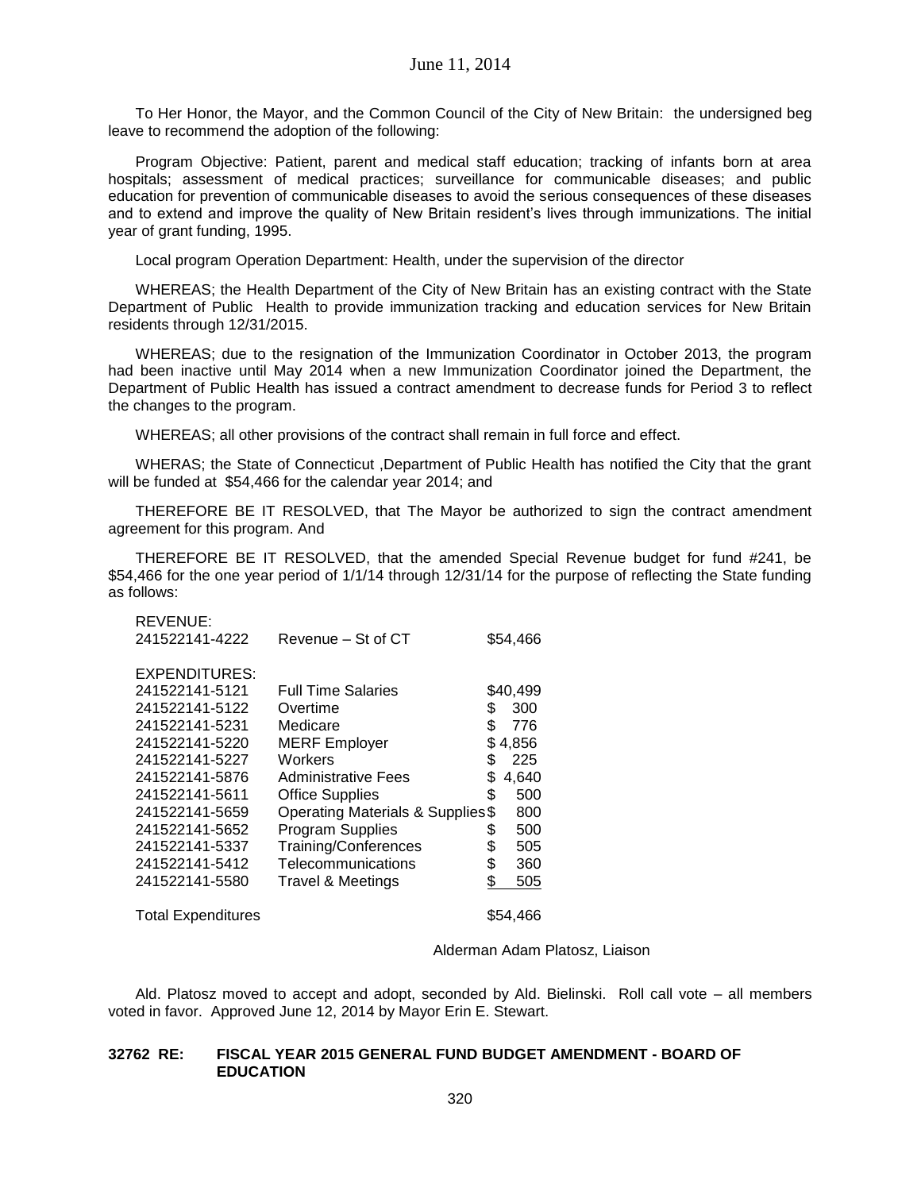June 11, 2014

To Her Honor, the Mayor, and the Common Council of the City of New Britain: the undersigned beg leave to recommend the adoption of the following:

Program Objective: Patient, parent and medical staff education; tracking of infants born at area hospitals; assessment of medical practices; surveillance for communicable diseases; and public education for prevention of communicable diseases to avoid the serious consequences of these diseases and to extend and improve the quality of New Britain resident's lives through immunizations. The initial year of grant funding, 1995.

Local program Operation Department: Health, under the supervision of the director

WHEREAS; the Health Department of the City of New Britain has an existing contract with the State Department of Public Health to provide immunization tracking and education services for New Britain residents through 12/31/2015.

WHEREAS; due to the resignation of the Immunization Coordinator in October 2013, the program had been inactive until May 2014 when a new Immunization Coordinator joined the Department, the Department of Public Health has issued a contract amendment to decrease funds for Period 3 to reflect the changes to the program.

WHEREAS; all other provisions of the contract shall remain in full force and effect.

WHERAS; the State of Connecticut ,Department of Public Health has notified the City that the grant will be funded at $54,466 for the calendar year 2014; and

THEREFORE BE IT RESOLVED, that The Mayor be authorized to sign the contract amendment agreement for this program. And

THEREFORE BE IT RESOLVED, that the amended Special Revenue budget for fund #241, be $54,466 for the one year period of 1/1/14 through 12/31/14 for the purpose of reflecting the State funding as follows:

| | | |
|---|---|---|
| REVENUE: | | |
| 241522141-4222 | Revenue – St of CT | $54,466 |
| | | |
| EXPENDITURES: | | |
| 241522141-5121 | Full Time Salaries | $40,499 |
| 241522141-5122 | Overtime | $ 300 |
| 241522141-5231 | Medicare | $ 776 |
| 241522141-5220 | MERF Employer | $ 4,856 |
| 241522141-5227 | Workers | $ 225 |
| 241522141-5876 | Administrative Fees | $ 4,640 |
| 241522141-5611 | Office Supplies | $ 500 |
| 241522141-5659 | Operating Materials & Supplies | $ 800 |
| 241522141-5652 | Program Supplies | $ 500 |
| 241522141-5337 | Training/Conferences | $ 505 |
| 241522141-5412 | Telecommunications | $ 360 |
| 241522141-5580 | Travel & Meetings | $ 505 |
| | | |
| Total Expenditures | | $54,466 |

Alderman Adam Platosz, Liaison

Ald. Platosz moved to accept and adopt, seconded by Ald. Bielinski. Roll call vote – all members voted in favor. Approved June 12, 2014 by Mayor Erin E. Stewart.

**32762 RE: FISCAL YEAR 2015 GENERAL FUND BUDGET AMENDMENT - BOARD OF EDUCATION**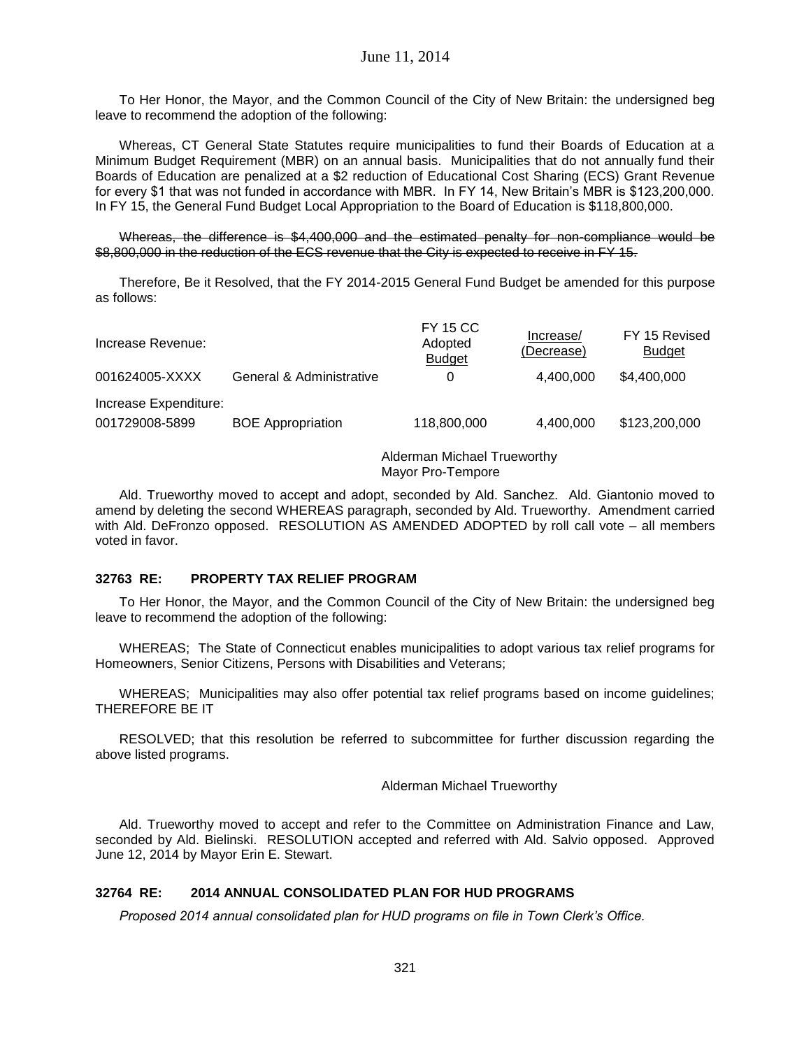To Her Honor, the Mayor, and the Common Council of the City of New Britain: the undersigned beg leave to recommend the adoption of the following:

Whereas, CT General State Statutes require municipalities to fund their Boards of Education at a Minimum Budget Requirement (MBR) on an annual basis. Municipalities that do not annually fund their Boards of Education are penalized at a $2 reduction of Educational Cost Sharing (ECS) Grant Revenue for every $1 that was not funded in accordance with MBR. In FY 14, New Britain's MBR is $123,200,000. In FY 15, the General Fund Budget Local Appropriation to the Board of Education is $118,800,000.

~~Whereas, the difference is $4,400,000 and the estimated penalty for non-compliance would be $8,800,000 in the reduction of the ECS revenue that the City is expected to receive in FY 15.~~

Therefore, Be it Resolved, that the FY 2014-2015 General Fund Budget be amended for this purpose as follows:

| Increase Revenue: | | FY 15 CC Adopted Budget | Increase/ (Decrease) | FY 15 Revised Budget |
|---|---|---|---|---|
| 001624005-XXXX | General & Administrative | 0 | 4,400,000 | $4,400,000 |
| Increase Expenditure: | | | | |
| 001729008-5899 | BOE Appropriation | 118,800,000 | 4,400,000 | $123,200,000 |

Alderman Michael Trueworthy
Mayor Pro-Tempore

Ald. Trueworthy moved to accept and adopt, seconded by Ald. Sanchez. Ald. Giantonio moved to amend by deleting the second WHEREAS paragraph, seconded by Ald. Trueworthy. Amendment carried with Ald. DeFronzo opposed. RESOLUTION AS AMENDED ADOPTED by roll call vote – all members voted in favor.

### 32763 RE: PROPERTY TAX RELIEF PROGRAM

To Her Honor, the Mayor, and the Common Council of the City of New Britain: the undersigned beg leave to recommend the adoption of the following:

WHEREAS; The State of Connecticut enables municipalities to adopt various tax relief programs for Homeowners, Senior Citizens, Persons with Disabilities and Veterans;

WHEREAS; Municipalities may also offer potential tax relief programs based on income guidelines; THEREFORE BE IT

RESOLVED; that this resolution be referred to subcommittee for further discussion regarding the above listed programs.

Alderman Michael Trueworthy

Ald. Trueworthy moved to accept and refer to the Committee on Administration Finance and Law, seconded by Ald. Bielinski. RESOLUTION accepted and referred with Ald. Salvio opposed. Approved June 12, 2014 by Mayor Erin E. Stewart.

### 32764 RE: 2014 ANNUAL CONSOLIDATED PLAN FOR HUD PROGRAMS

*Proposed 2014 annual consolidated plan for HUD programs on file in Town Clerk's Office.*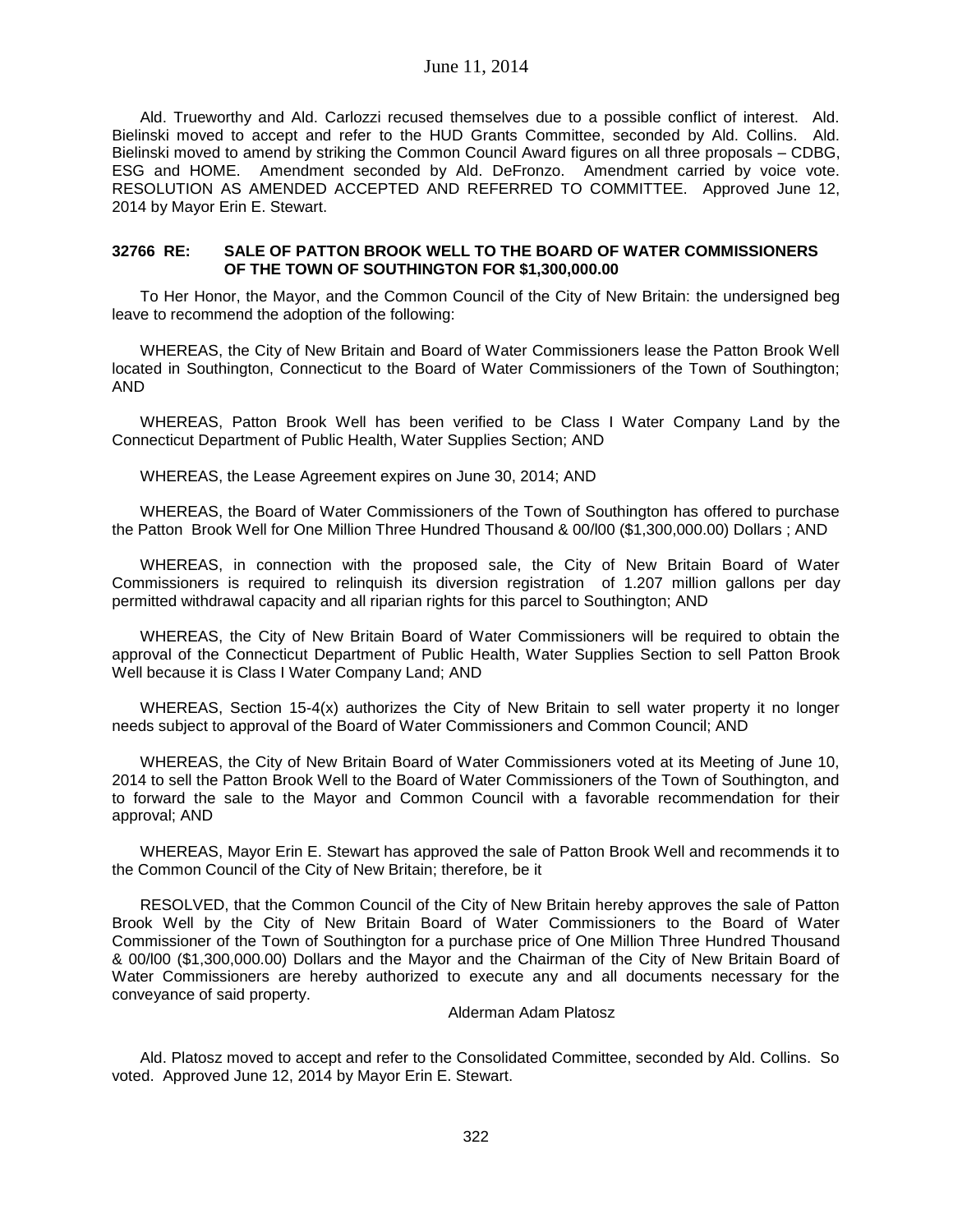Ald. Trueworthy and Ald. Carlozzi recused themselves due to a possible conflict of interest. Ald. Bielinski moved to accept and refer to the HUD Grants Committee, seconded by Ald. Collins. Ald. Bielinski moved to amend by striking the Common Council Award figures on all three proposals – CDBG, ESG and HOME. Amendment seconded by Ald. DeFronzo. Amendment carried by voice vote. RESOLUTION AS AMENDED ACCEPTED AND REFERRED TO COMMITTEE. Approved June 12, 2014 by Mayor Erin E. Stewart.

**32766 RE: SALE OF PATTON BROOK WELL TO THE BOARD OF WATER COMMISSIONERS OF THE TOWN OF SOUTHINGTON FOR $1,300,000.00**

To Her Honor, the Mayor, and the Common Council of the City of New Britain: the undersigned beg leave to recommend the adoption of the following:

WHEREAS, the City of New Britain and Board of Water Commissioners lease the Patton Brook Well located in Southington, Connecticut to the Board of Water Commissioners of the Town of Southington; AND

WHEREAS, Patton Brook Well has been verified to be Class I Water Company Land by the Connecticut Department of Public Health, Water Supplies Section; AND

WHEREAS, the Lease Agreement expires on June 30, 2014; AND

WHEREAS, the Board of Water Commissioners of the Town of Southington has offered to purchase the Patton Brook Well for One Million Three Hundred Thousand & 00/l00 ($1,300,000.00) Dollars ; AND

WHEREAS, in connection with the proposed sale, the City of New Britain Board of Water Commissioners is required to relinquish its diversion registration of 1.207 million gallons per day permitted withdrawal capacity and all riparian rights for this parcel to Southington; AND

WHEREAS, the City of New Britain Board of Water Commissioners will be required to obtain the approval of the Connecticut Department of Public Health, Water Supplies Section to sell Patton Brook Well because it is Class I Water Company Land; AND

WHEREAS, Section 15-4(x) authorizes the City of New Britain to sell water property it no longer needs subject to approval of the Board of Water Commissioners and Common Council; AND

WHEREAS, the City of New Britain Board of Water Commissioners voted at its Meeting of June 10, 2014 to sell the Patton Brook Well to the Board of Water Commissioners of the Town of Southington, and to forward the sale to the Mayor and Common Council with a favorable recommendation for their approval; AND

WHEREAS, Mayor Erin E. Stewart has approved the sale of Patton Brook Well and recommends it to the Common Council of the City of New Britain; therefore, be it

RESOLVED, that the Common Council of the City of New Britain hereby approves the sale of Patton Brook Well by the City of New Britain Board of Water Commissioners to the Board of Water Commissioner of the Town of Southington for a purchase price of One Million Three Hundred Thousand & 00/l00 ($1,300,000.00) Dollars and the Mayor and the Chairman of the City of New Britain Board of Water Commissioners are hereby authorized to execute any and all documents necessary for the conveyance of said property.

Alderman Adam Platosz

Ald. Platosz moved to accept and refer to the Consolidated Committee, seconded by Ald. Collins. So voted. Approved June 12, 2014 by Mayor Erin E. Stewart.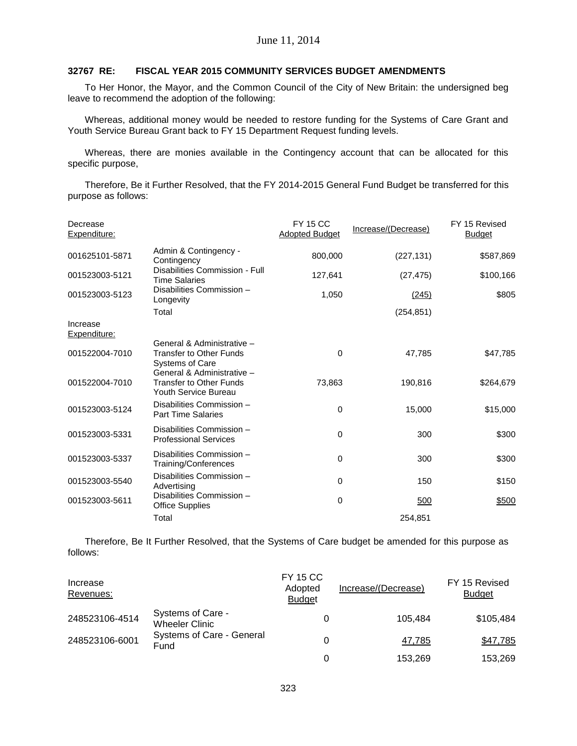June 11, 2014

**32767 RE: FISCAL YEAR 2015 COMMUNITY SERVICES BUDGET AMENDMENTS**

To Her Honor, the Mayor, and the Common Council of the City of New Britain: the undersigned beg leave to recommend the adoption of the following:

Whereas, additional money would be needed to restore funding for the Systems of Care Grant and Youth Service Bureau Grant back to FY 15 Department Request funding levels.

Whereas, there are monies available in the Contingency account that can be allocated for this specific purpose,

Therefore, Be it Further Resolved, that the FY 2014-2015 General Fund Budget be transferred for this purpose as follows:

| Decrease Expenditure: | | FY 15 CC Adopted Budget | Increase/(Decrease) | FY 15 Revised Budget |
|---|---|---|---|---|
| 001625101-5871 | Admin & Contingency - Contingency | 800,000 | (227,131) | $587,869 |
| 001523003-5121 | Disabilities Commission - Full Time Salaries | 127,641 | (27,475) | $100,166 |
| 001523003-5123 | Disabilities Commission – Longevity | 1,050 | (245) | $805 |
| | Total | | (254,851) | |
| **Increase Expenditure:** | | | | |
| 001522004-7010 | General & Administrative – Transfer to Other Funds Systems of Care | 0 | 47,785 | $47,785 |
| 001522004-7010 | General & Administrative – Transfer to Other Funds Youth Service Bureau | 73,863 | 190,816 | $264,679 |
| 001523003-5124 | Disabilities Commission – Part Time Salaries | 0 | 15,000 | $15,000 |
| 001523003-5331 | Disabilities Commission – Professional Services | 0 | 300 | $300 |
| 001523003-5337 | Disabilities Commission – Training/Conferences | 0 | 300 | $300 |
| 001523003-5540 | Disabilities Commission – Advertising | 0 | 150 | $150 |
| 001523003-5611 | Disabilities Commission – Office Supplies | 0 | 500 | $500 |
| | Total | | 254,851 | |

Therefore, Be It Further Resolved, that the Systems of Care budget be amended for this purpose as follows:

| Increase Revenues: | | FY 15 CC Adopted Budget | Increase/(Decrease) | FY 15 Revised Budget |
|---|---|---|---|---|
| 248523106-4514 | Systems of Care - Wheeler Clinic | 0 | 105,484 | $105,484 |
| 248523106-6001 | Systems of Care - General Fund | 0 | 47,785 | $47,785 |
| | | 0 | 153,269 | 153,269 |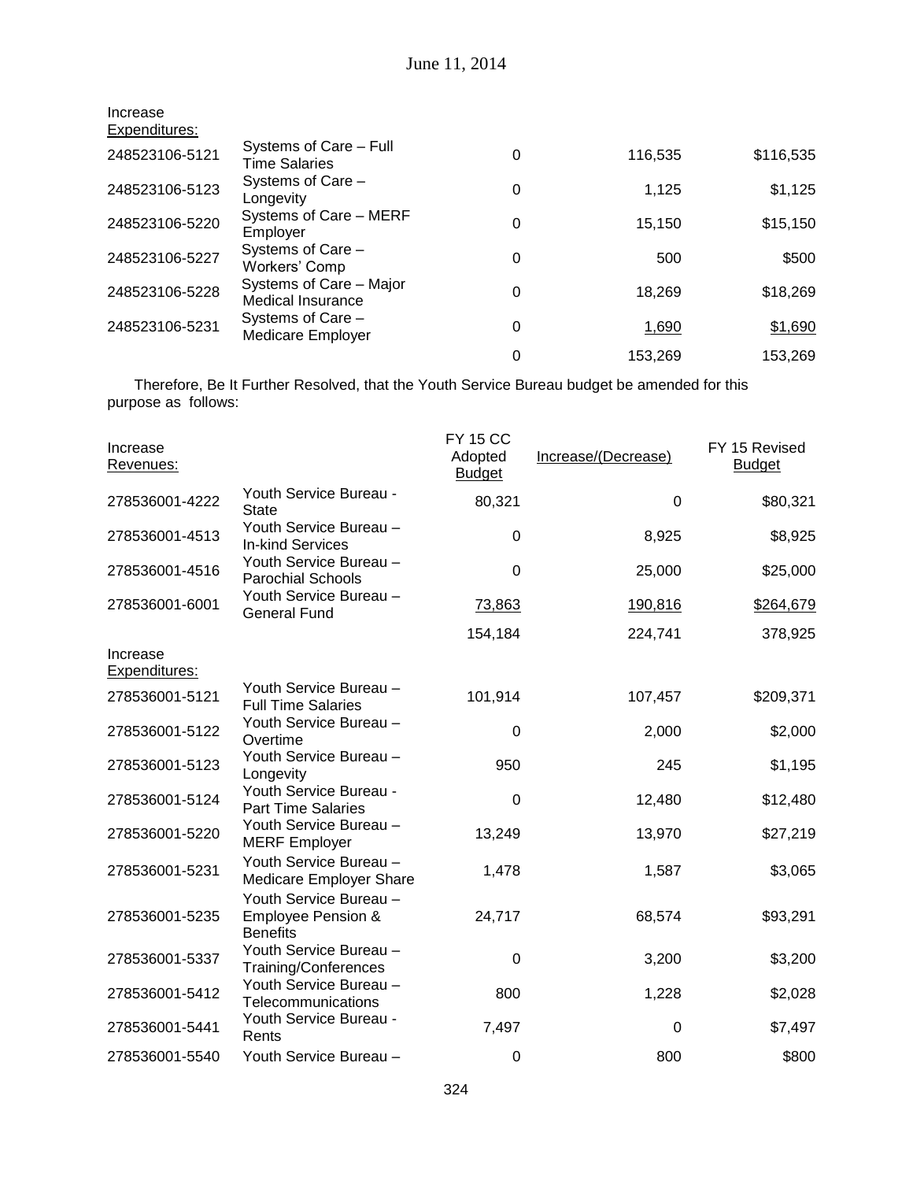Increase
Expenditures:

| | | | | |
|---|---|---|---|---|
| 248523106-5121 | Systems of Care – Full Time Salaries | 0 | 116,535 | $116,535 |
| 248523106-5123 | Systems of Care – Longevity | 0 | 1,125 | $1,125 |
| 248523106-5220 | Systems of Care – MERF Employer | 0 | 15,150 | $15,150 |
| 248523106-5227 | Systems of Care – Workers' Comp | 0 | 500 | $500 |
| 248523106-5228 | Systems of Care – Major Medical Insurance | 0 | 18,269 | $18,269 |
| 248523106-5231 | Systems of Care – Medicare Employer | 0 | 1,690 | $1,690 |
| | | 0 | 153,269 | 153,269 |

Therefore, Be It Further Resolved, that the Youth Service Bureau budget be amended for this purpose as follows:

| Increase Revenues: | | FY 15 CC Adopted Budget | Increase/(Decrease) | FY 15 Revised Budget |
|---|---|---|---|---|
| 278536001-4222 | Youth Service Bureau - State | 80,321 | 0 | $80,321 |
| 278536001-4513 | Youth Service Bureau – In-kind Services | 0 | 8,925 | $8,925 |
| 278536001-4516 | Youth Service Bureau – Parochial Schools | 0 | 25,000 | $25,000 |
| 278536001-6001 | Youth Service Bureau – General Fund | 73,863 | 190,816 | $264,679 |
| | | 154,184 | 224,741 | 378,925 |
| Increase Expenditures: | | | | |
| 278536001-5121 | Youth Service Bureau – Full Time Salaries | 101,914 | 107,457 | $209,371 |
| 278536001-5122 | Youth Service Bureau – Overtime | 0 | 2,000 | $2,000 |
| 278536001-5123 | Youth Service Bureau – Longevity | 950 | 245 | $1,195 |
| 278536001-5124 | Youth Service Bureau - Part Time Salaries | 0 | 12,480 | $12,480 |
| 278536001-5220 | Youth Service Bureau – MERF Employer | 13,249 | 13,970 | $27,219 |
| 278536001-5231 | Youth Service Bureau – Medicare Employer Share | 1,478 | 1,587 | $3,065 |
| 278536001-5235 | Youth Service Bureau – Employee Pension & Benefits | 24,717 | 68,574 | $93,291 |
| 278536001-5337 | Youth Service Bureau – Training/Conferences | 0 | 3,200 | $3,200 |
| 278536001-5412 | Youth Service Bureau – Telecommunications | 800 | 1,228 | $2,028 |
| 278536001-5441 | Youth Service Bureau - Rents | 7,497 | 0 | $7,497 |
| 278536001-5540 | Youth Service Bureau – | 0 | 800 | $800 |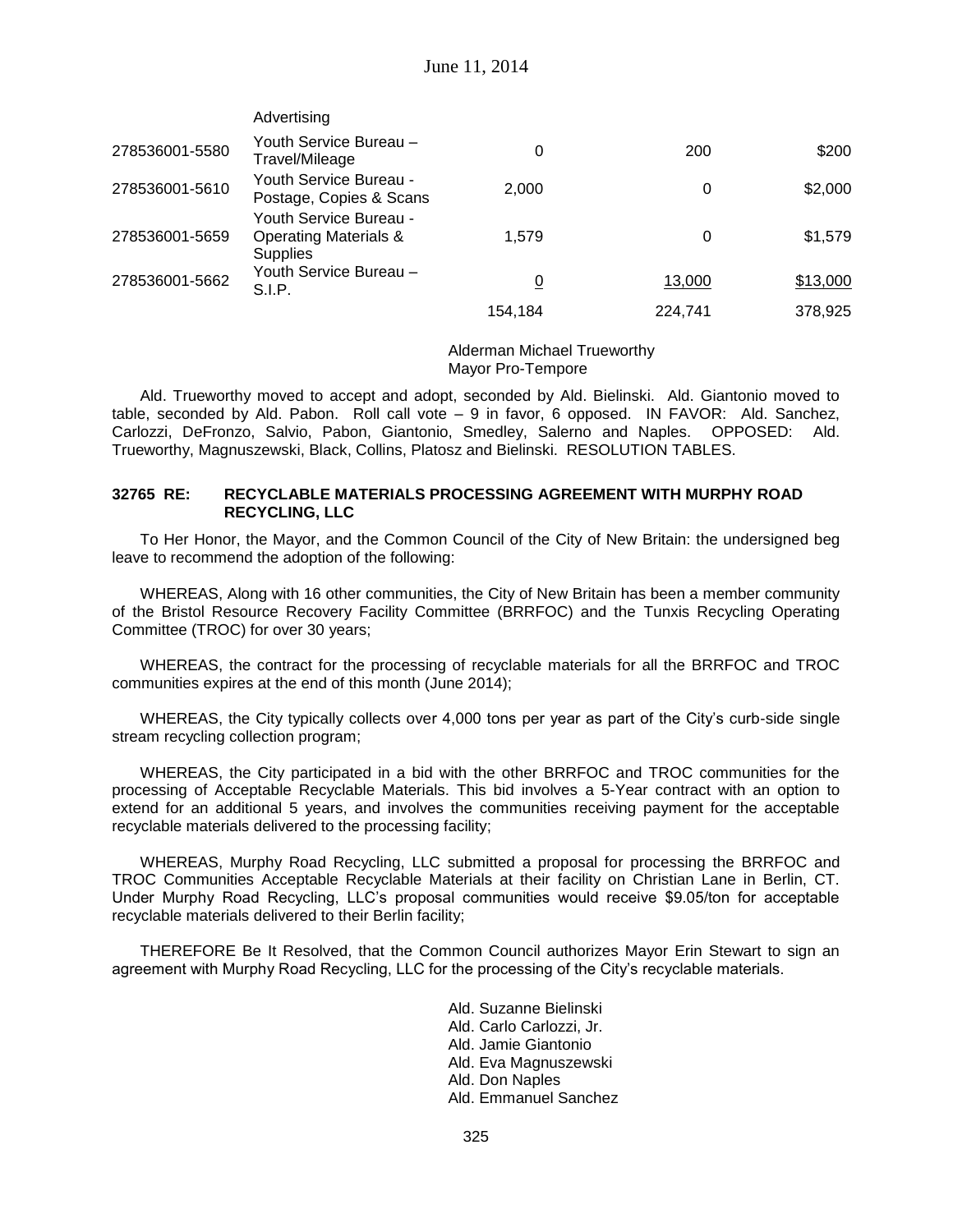| | Advertising | | | |
|---|---|---|---|---|
| 278536001-5580 | Youth Service Bureau – Travel/Mileage | 0 | 200 | $200 |
| 278536001-5610 | Youth Service Bureau - Postage, Copies & Scans | 2,000 | 0 | $2,000 |
| 278536001-5659 | Youth Service Bureau - Operating Materials & Supplies | 1,579 | 0 | $1,579 |
| 278536001-5662 | Youth Service Bureau – S.I.P. | 0 | 13,000 | $13,000 |
| | | 154,184 | 224,741 | 378,925 |

Alderman Michael Trueworthy
Mayor Pro-Tempore

Ald. Trueworthy moved to accept and adopt, seconded by Ald. Bielinski. Ald. Giantonio moved to table, seconded by Ald. Pabon. Roll call vote – 9 in favor, 6 opposed. IN FAVOR: Ald. Sanchez, Carlozzi, DeFronzo, Salvio, Pabon, Giantonio, Smedley, Salerno and Naples. OPPOSED: Ald. Trueworthy, Magnuszewski, Black, Collins, Platosz and Bielinski. RESOLUTION TABLES.

**32765 RE: RECYCLABLE MATERIALS PROCESSING AGREEMENT WITH MURPHY ROAD RECYCLING, LLC**

To Her Honor, the Mayor, and the Common Council of the City of New Britain: the undersigned beg leave to recommend the adoption of the following:

WHEREAS, Along with 16 other communities, the City of New Britain has been a member community of the Bristol Resource Recovery Facility Committee (BRRFOC) and the Tunxis Recycling Operating Committee (TROC) for over 30 years;

WHEREAS, the contract for the processing of recyclable materials for all the BRRFOC and TROC communities expires at the end of this month (June 2014);

WHEREAS, the City typically collects over 4,000 tons per year as part of the City's curb-side single stream recycling collection program;

WHEREAS, the City participated in a bid with the other BRRFOC and TROC communities for the processing of Acceptable Recyclable Materials. This bid involves a 5-Year contract with an option to extend for an additional 5 years, and involves the communities receiving payment for the acceptable recyclable materials delivered to the processing facility;

WHEREAS, Murphy Road Recycling, LLC submitted a proposal for processing the BRRFOC and TROC Communities Acceptable Recyclable Materials at their facility on Christian Lane in Berlin, CT. Under Murphy Road Recycling, LLC's proposal communities would receive $9.05/ton for acceptable recyclable materials delivered to their Berlin facility;

THEREFORE Be It Resolved, that the Common Council authorizes Mayor Erin Stewart to sign an agreement with Murphy Road Recycling, LLC for the processing of the City's recyclable materials.

Ald. Suzanne Bielinski
Ald. Carlo Carlozzi, Jr.
Ald. Jamie Giantonio
Ald. Eva Magnuszewski
Ald. Don Naples
Ald. Emmanuel Sanchez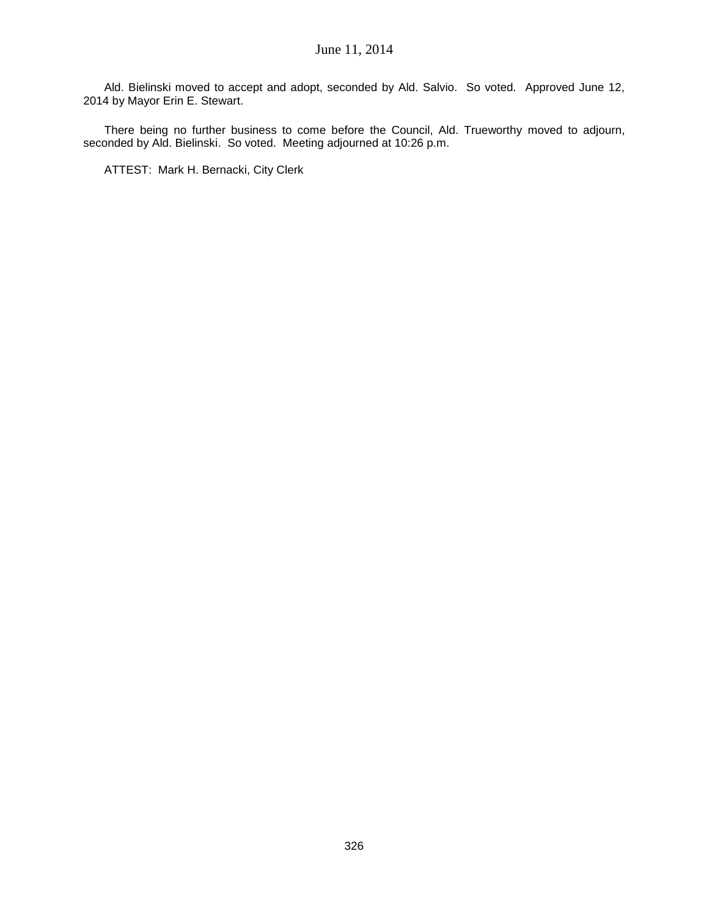Ald. Bielinski moved to accept and adopt, seconded by Ald. Salvio. So voted. Approved June 12, 2014 by Mayor Erin E. Stewart.

There being no further business to come before the Council, Ald. Trueworthy moved to adjourn, seconded by Ald. Bielinski. So voted. Meeting adjourned at 10:26 p.m.

ATTEST: Mark H. Bernacki, City Clerk